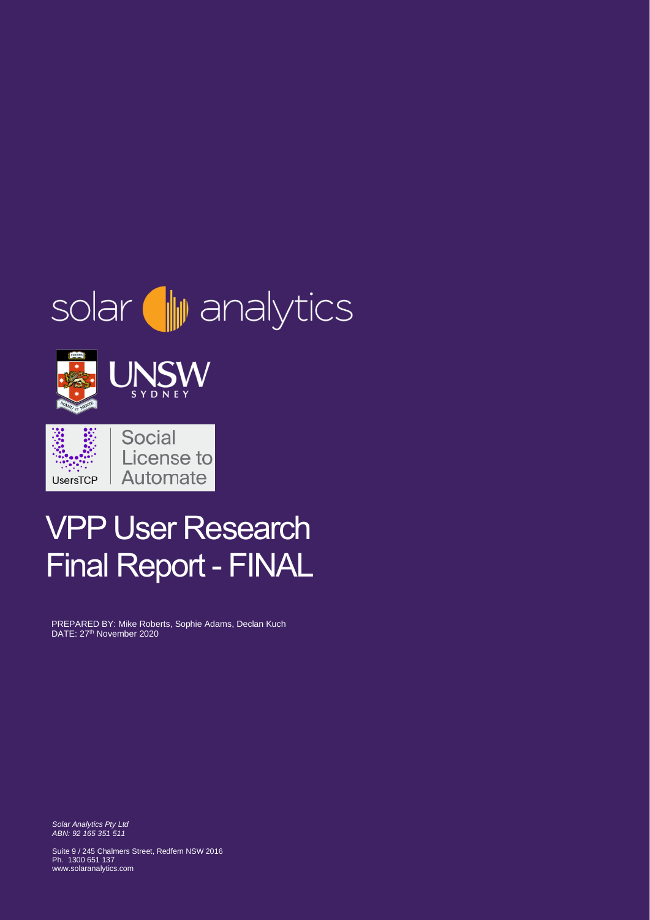solar analytics

UNSW SYDNEY

Social License to Automate

UsersTCP

# VPP User Research Final Report - FINAL

PREPARED BY: Mike Roberts, Sophie Adams, Declan Kuch
DATE: 27th November 2020

*Solar Analytics Pty Ltd*
*ABN: 92 165 351 511*

Suite 9 / 245 Chalmers Street, Redfern NSW 2016
Ph. 1300 651 137
www.solaranalytics.com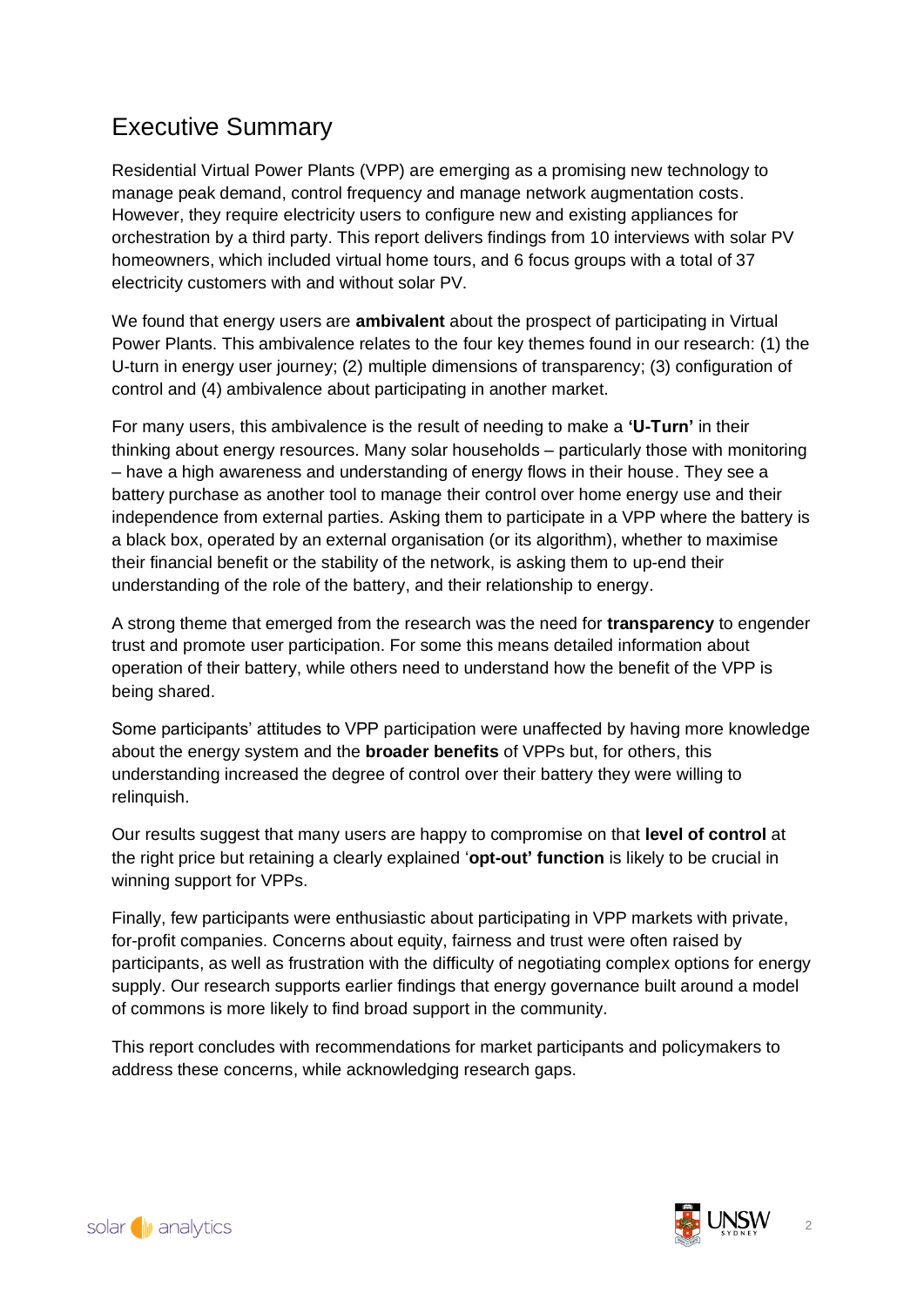# Executive Summary

Residential Virtual Power Plants (VPP) are emerging as a promising new technology to manage peak demand, control frequency and manage network augmentation costs. However, they require electricity users to configure new and existing appliances for orchestration by a third party. This report delivers findings from 10 interviews with solar PV homeowners, which included virtual home tours, and 6 focus groups with a total of 37 electricity customers with and without solar PV.

We found that energy users are **ambivalent** about the prospect of participating in Virtual Power Plants. This ambivalence relates to the four key themes found in our research: (1) the U-turn in energy user journey; (2) multiple dimensions of transparency; (3) configuration of control and (4) ambivalence about participating in another market.

For many users, this ambivalence is the result of needing to make a **'U-Turn'** in their thinking about energy resources. Many solar households – particularly those with monitoring – have a high awareness and understanding of energy flows in their house. They see a battery purchase as another tool to manage their control over home energy use and their independence from external parties. Asking them to participate in a VPP where the battery is a black box, operated by an external organisation (or its algorithm), whether to maximise their financial benefit or the stability of the network, is asking them to up-end their understanding of the role of the battery, and their relationship to energy.

A strong theme that emerged from the research was the need for **transparency** to engender trust and promote user participation. For some this means detailed information about operation of their battery, while others need to understand how the benefit of the VPP is being shared.

Some participants' attitudes to VPP participation were unaffected by having more knowledge about the energy system and the **broader benefits** of VPPs but, for others, this understanding increased the degree of control over their battery they were willing to relinquish.

Our results suggest that many users are happy to compromise on that **level of control** at the right price but retaining a clearly explained '**opt-out' function** is likely to be crucial in winning support for VPPs.

Finally, few participants were enthusiastic about participating in VPP markets with private, for-profit companies. Concerns about equity, fairness and trust were often raised by participants, as well as frustration with the difficulty of negotiating complex options for energy supply. Our research supports earlier findings that energy governance built around a model of commons is more likely to find broad support in the community.

This report concludes with recommendations for market participants and policymakers to address these concerns, while acknowledging research gaps.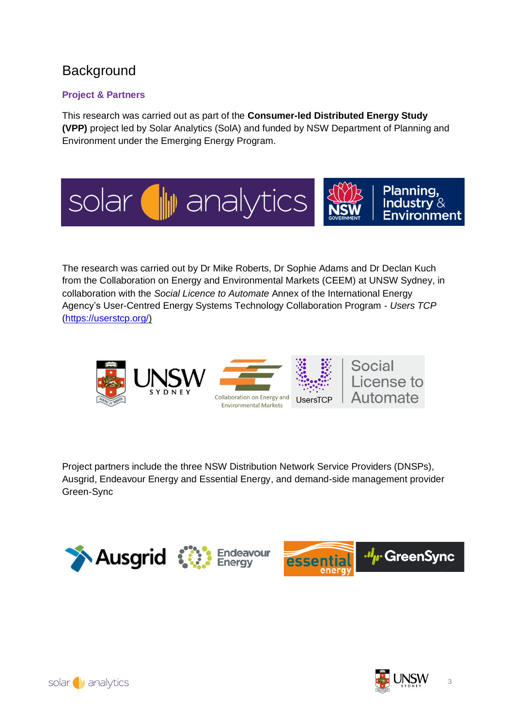# Background

### Project & Partners

This research was carried out as part of the **Consumer-led Distributed Energy Study (VPP)** project led by Solar Analytics (SolA) and funded by NSW Department of Planning and Environment under the Emerging Energy Program.

The research was carried out by Dr Mike Roberts, Dr Sophie Adams and Dr Declan Kuch from the Collaboration on Energy and Environmental Markets (CEEM) at UNSW Sydney, in collaboration with the *Social Licence to Automate* Annex of the International Energy Agency's User-Centred Energy Systems Technology Collaboration Program - *Users TCP* (https://userstcp.org/)

Project partners include the three NSW Distribution Network Service Providers (DNSPs), Ausgrid, Endeavour Energy and Essential Energy, and demand-side management provider Green-Sync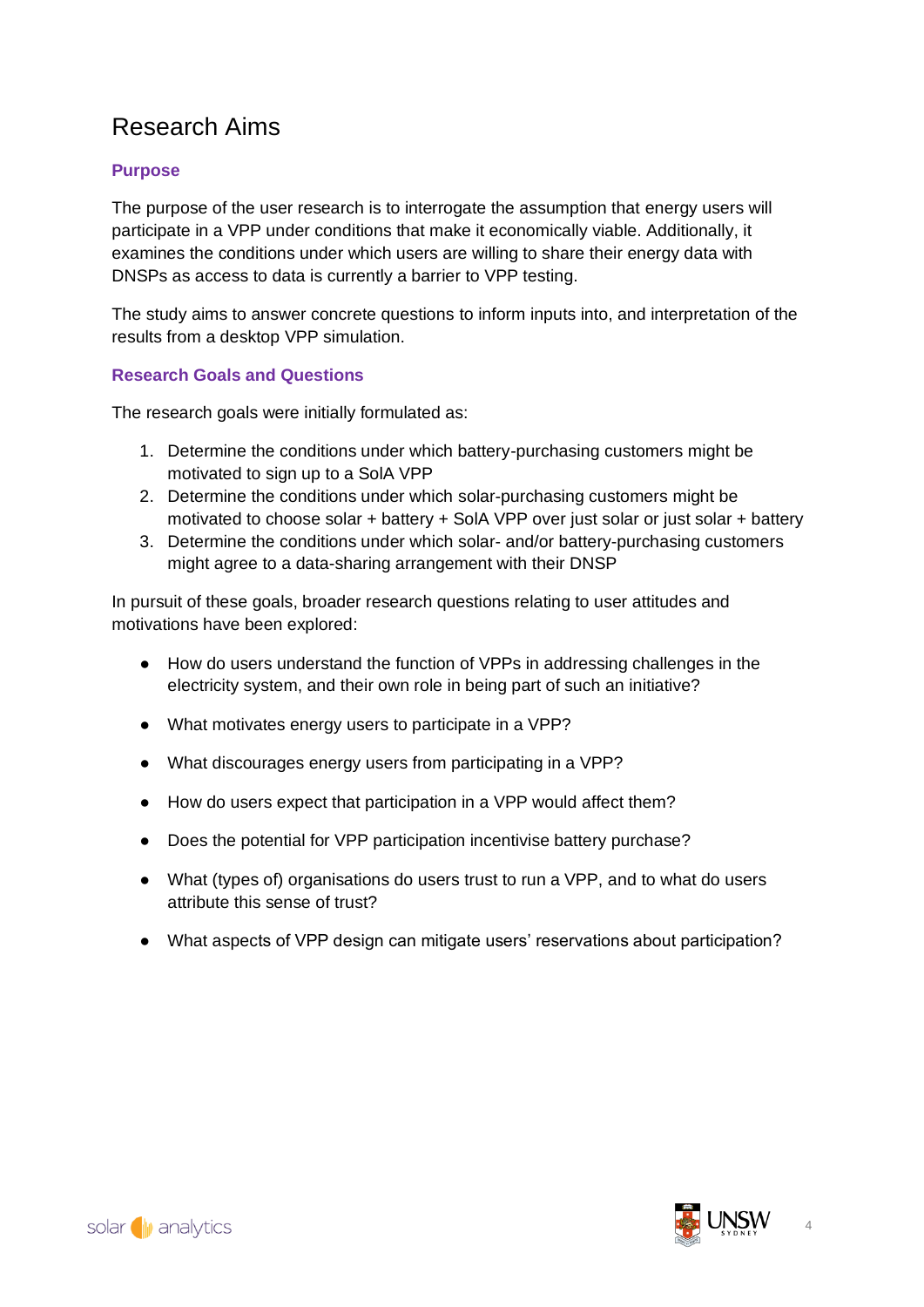# Research Aims

### Purpose

The purpose of the user research is to interrogate the assumption that energy users will participate in a VPP under conditions that make it economically viable. Additionally, it examines the conditions under which users are willing to share their energy data with DNSPs as access to data is currently a barrier to VPP testing.

The study aims to answer concrete questions to inform inputs into, and interpretation of the results from a desktop VPP simulation.

### Research Goals and Questions

The research goals were initially formulated as:

1. Determine the conditions under which battery-purchasing customers might be motivated to sign up to a SolA VPP
2. Determine the conditions under which solar-purchasing customers might be motivated to choose solar + battery + SolA VPP over just solar or just solar + battery
3. Determine the conditions under which solar- and/or battery-purchasing customers might agree to a data-sharing arrangement with their DNSP

In pursuit of these goals, broader research questions relating to user attitudes and motivations have been explored:

- How do users understand the function of VPPs in addressing challenges in the electricity system, and their own role in being part of such an initiative?
- What motivates energy users to participate in a VPP?
- What discourages energy users from participating in a VPP?
- How do users expect that participation in a VPP would affect them?
- Does the potential for VPP participation incentivise battery purchase?
- What (types of) organisations do users trust to run a VPP, and to what do users attribute this sense of trust?
- What aspects of VPP design can mitigate users' reservations about participation?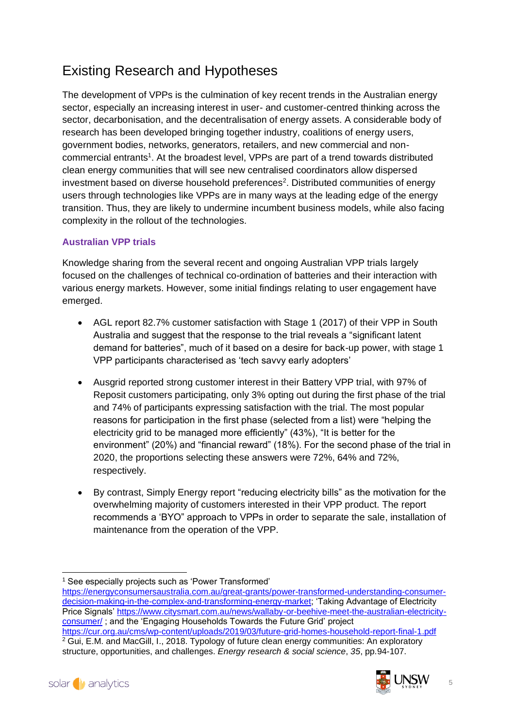# Existing Research and Hypotheses

The development of VPPs is the culmination of key recent trends in the Australian energy sector, especially an increasing interest in user- and customer-centred thinking across the sector, decarbonisation, and the decentralisation of energy assets. A considerable body of research has been developed bringing together industry, coalitions of energy users, government bodies, networks, generators, retailers, and new commercial and non-commercial entrants[1]. At the broadest level, VPPs are part of a trend towards distributed clean energy communities that will see new centralised coordinators allow dispersed investment based on diverse household preferences[2]. Distributed communities of energy users through technologies like VPPs are in many ways at the leading edge of the energy transition. Thus, they are likely to undermine incumbent business models, while also facing complexity in the rollout of the technologies.

### Australian VPP trials

Knowledge sharing from the several recent and ongoing Australian VPP trials largely focused on the challenges of technical co-ordination of batteries and their interaction with various energy markets. However, some initial findings relating to user engagement have emerged.

- AGL report 82.7% customer satisfaction with Stage 1 (2017) of their VPP in South Australia and suggest that the response to the trial reveals a "significant latent demand for batteries", much of it based on a desire for back-up power, with stage 1 VPP participants characterised as 'tech savvy early adopters'
- Ausgrid reported strong customer interest in their Battery VPP trial, with 97% of Reposit customers participating, only 3% opting out during the first phase of the trial and 74% of participants expressing satisfaction with the trial. The most popular reasons for participation in the first phase (selected from a list) were "helping the electricity grid to be managed more efficiently" (43%), "It is better for the environment" (20%) and "financial reward" (18%). For the second phase of the trial in 2020, the proportions selecting these answers were 72%, 64% and 72%, respectively.
- By contrast, Simply Energy report "reducing electricity bills" as the motivation for the overwhelming majority of customers interested in their VPP product. The report recommends a 'BYO" approach to VPPs in order to separate the sale, installation of maintenance from the operation of the VPP.

---

[1] See especially projects such as 'Power Transformed' https://energyconsumersaustralia.com.au/great-grants/power-transformed-understanding-consumer-decision-making-in-the-complex-and-transforming-energy-market; 'Taking Advantage of Electricity Price Signals' https://www.citysmart.com.au/news/wallaby-or-beehive-meet-the-australian-electricity-consumer/ ; and the 'Engaging Households Towards the Future Grid' project https://cur.org.au/cms/wp-content/uploads/2019/03/future-grid-homes-household-report-final-1.pdf

[2] Gui, E.M. and MacGill, I., 2018. Typology of future clean energy communities: An exploratory structure, opportunities, and challenges. *Energy research & social science*, *35*, pp.94-107.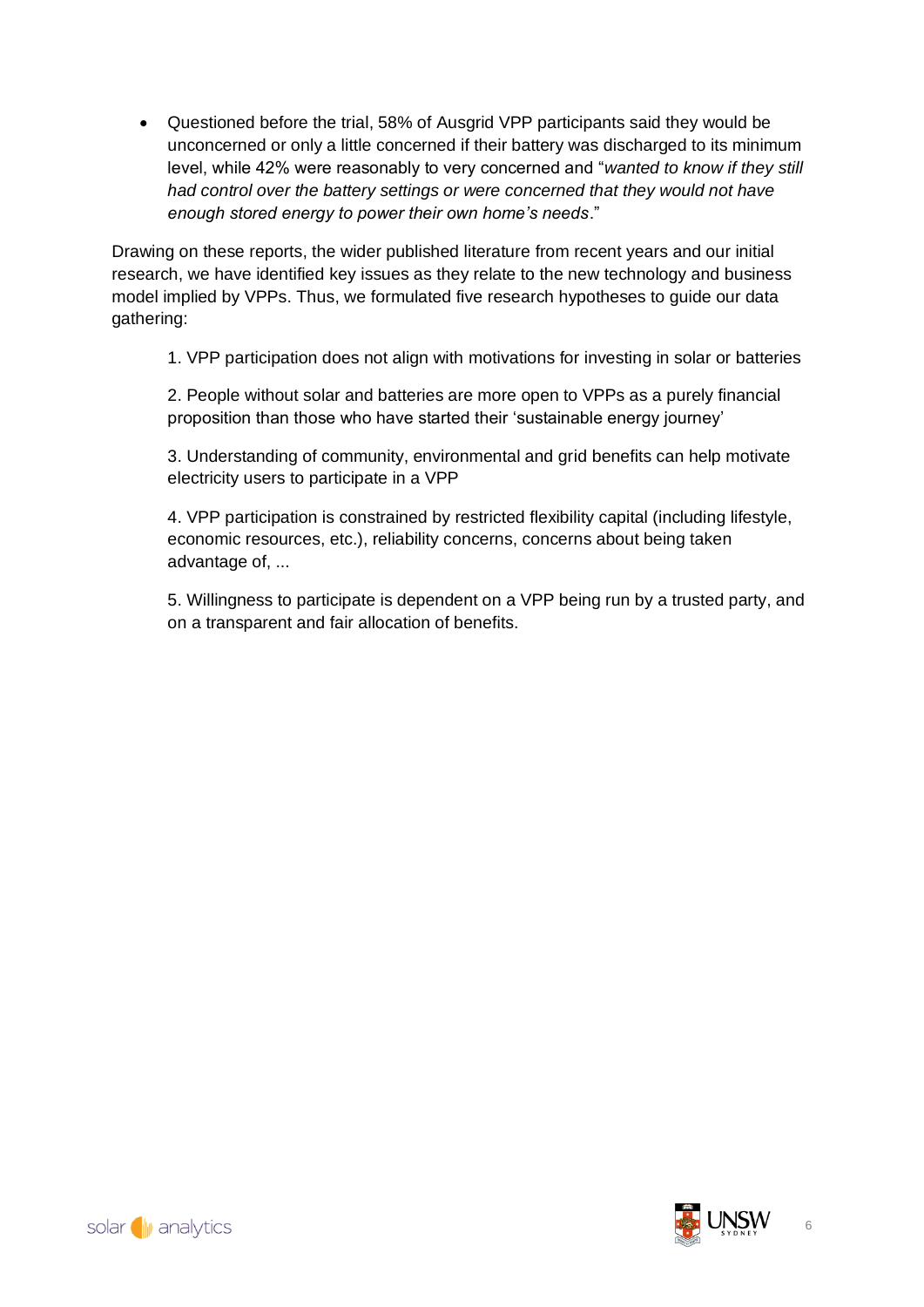- Questioned before the trial, 58% of Ausgrid VPP participants said they would be unconcerned or only a little concerned if their battery was discharged to its minimum level, while 42% were reasonably to very concerned and "*wanted to know if they still had control over the battery settings or were concerned that they would not have enough stored energy to power their own home's needs*."

Drawing on these reports, the wider published literature from recent years and our initial research, we have identified key issues as they relate to the new technology and business model implied by VPPs. Thus, we formulated five research hypotheses to guide our data gathering:

1. VPP participation does not align with motivations for investing in solar or batteries

2. People without solar and batteries are more open to VPPs as a purely financial proposition than those who have started their 'sustainable energy journey'

3. Understanding of community, environmental and grid benefits can help motivate electricity users to participate in a VPP

4. VPP participation is constrained by restricted flexibility capital (including lifestyle, economic resources, etc.), reliability concerns, concerns about being taken advantage of, ...

5. Willingness to participate is dependent on a VPP being run by a trusted party, and on a transparent and fair allocation of benefits.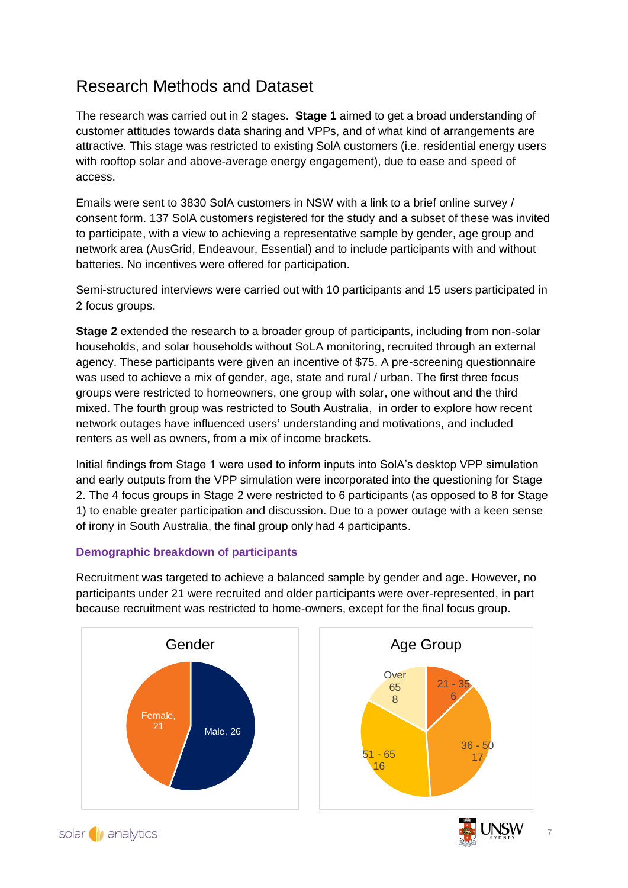# Research Methods and Dataset

The research was carried out in 2 stages. **Stage 1** aimed to get a broad understanding of customer attitudes towards data sharing and VPPs, and of what kind of arrangements are attractive. This stage was restricted to existing SolA customers (i.e. residential energy users with rooftop solar and above-average energy engagement), due to ease and speed of access.

Emails were sent to 3830 SolA customers in NSW with a link to a brief online survey / consent form. 137 SolA customers registered for the study and a subset of these was invited to participate, with a view to achieving a representative sample by gender, age group and network area (AusGrid, Endeavour, Essential) and to include participants with and without batteries. No incentives were offered for participation.

Semi-structured interviews were carried out with 10 participants and 15 users participated in 2 focus groups.

**Stage 2** extended the research to a broader group of participants, including from non-solar households, and solar households without SoLA monitoring, recruited through an external agency. These participants were given an incentive of $75. A pre-screening questionnaire was used to achieve a mix of gender, age, state and rural / urban. The first three focus groups were restricted to homeowners, one group with solar, one without and the third mixed. The fourth group was restricted to South Australia, in order to explore how recent network outages have influenced users' understanding and motivations, and included renters as well as owners, from a mix of income brackets.

Initial findings from Stage 1 were used to inform inputs into SolA's desktop VPP simulation and early outputs from the VPP simulation were incorporated into the questioning for Stage 2. The 4 focus groups in Stage 2 were restricted to 6 participants (as opposed to 8 for Stage 1) to enable greater participation and discussion. Due to a power outage with a keen sense of irony in South Australia, the final group only had 4 participants.

### Demographic breakdown of participants

Recruitment was targeted to achieve a balanced sample by gender and age. However, no participants under 21 were recruited and older participants were over-represented, in part because recruitment was restricted to home-owners, except for the final focus group.

**Gender**

| Gender | Participants |
|---|---|
| Male | 26 |
| Female | 21 |

**Age Group**

| Age Group | Participants |
|---|---|
| 21 - 35 | 6 |
| 36 - 50 | 17 |
| 51 - 65 | 16 |
| Over 65 | 8 |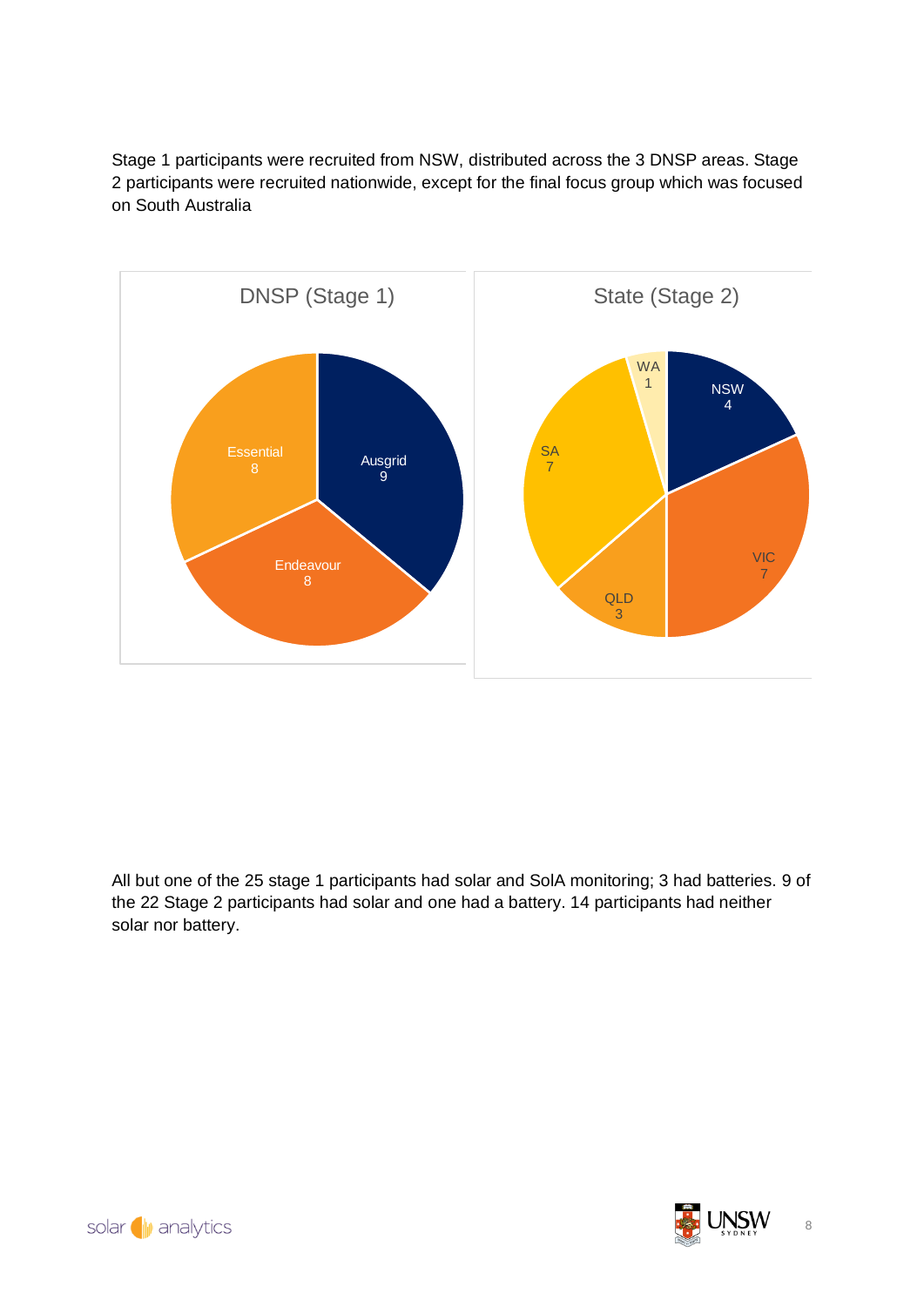Stage 1 participants were recruited from NSW, distributed across the 3 DNSP areas. Stage 2 participants were recruited nationwide, except for the final focus group which was focused on South Australia

**DNSP (Stage 1)**

| DNSP | Participants |
| --- | --- |
| Ausgrid | 9 |
| Endeavour | 8 |
| Essential | 8 |

**State (Stage 2)**

| State | Participants |
| --- | --- |
| NSW | 4 |
| VIC | 7 |
| QLD | 3 |
| SA | 7 |
| WA | 1 |

All but one of the 25 stage 1 participants had solar and SolA monitoring; 3 had batteries. 9 of the 22 Stage 2 participants had solar and one had a battery. 14 participants had neither solar nor battery.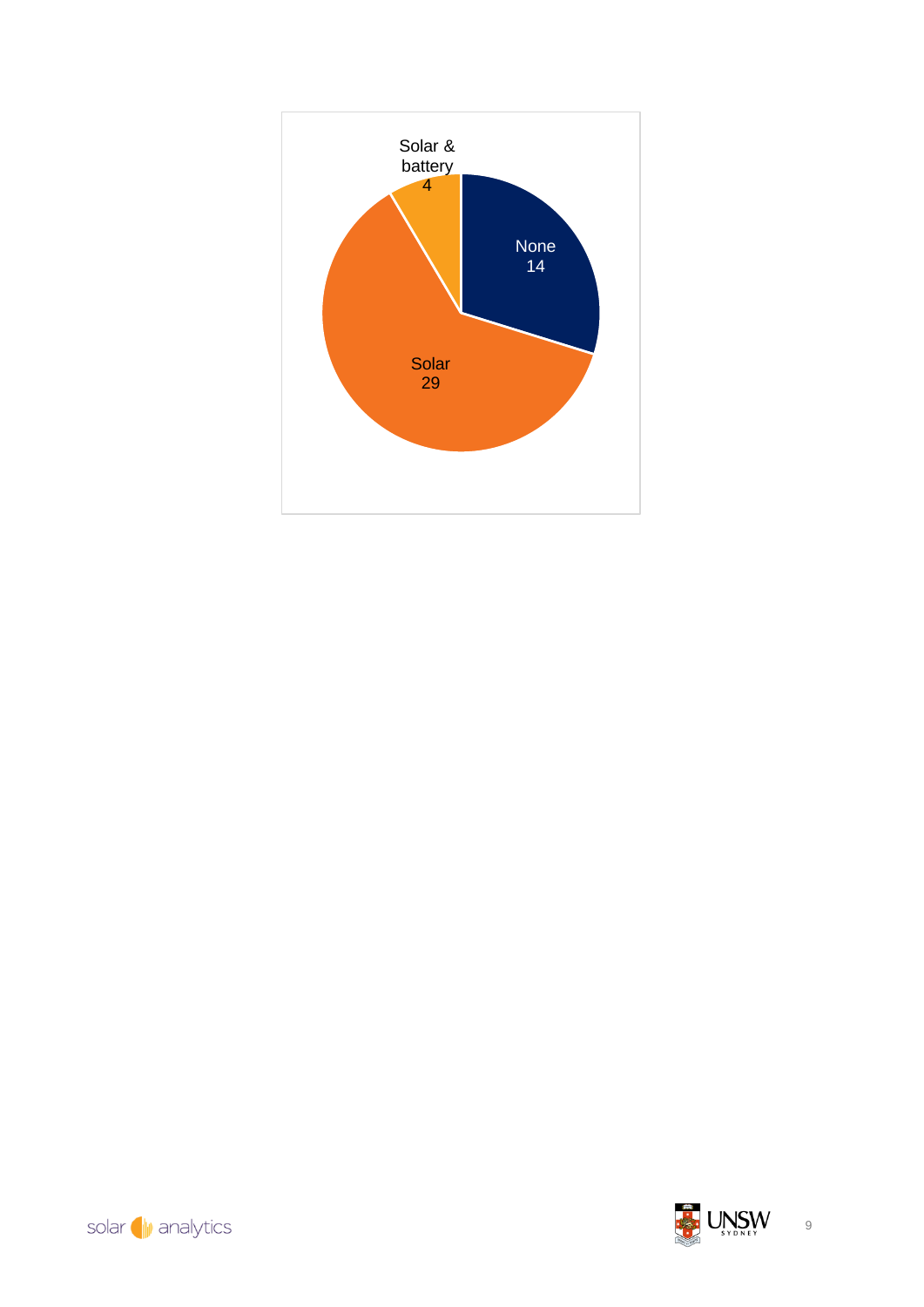Solar & battery
4

None
14

Solar
29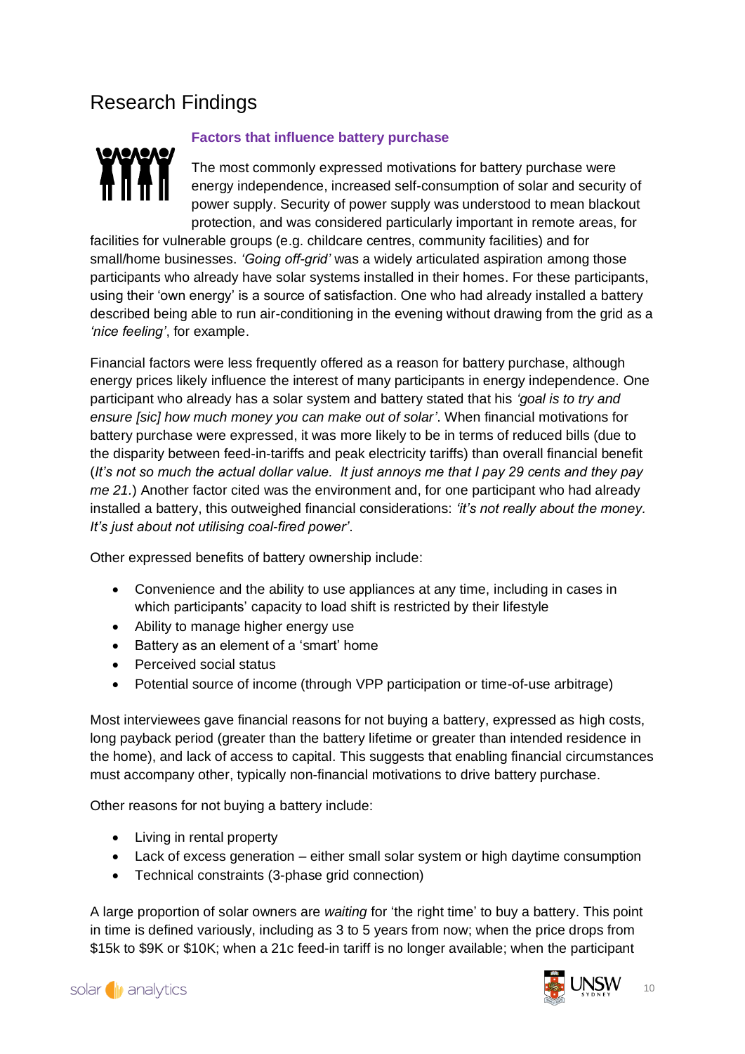# Research Findings

### Factors that influence battery purchase

The most commonly expressed motivations for battery purchase were energy independence, increased self-consumption of solar and security of power supply. Security of power supply was understood to mean blackout protection, and was considered particularly important in remote areas, for facilities for vulnerable groups (e.g. childcare centres, community facilities) and for small/home businesses. *'Going off-grid'* was a widely articulated aspiration among those participants who already have solar systems installed in their homes. For these participants, using their 'own energy' is a source of satisfaction. One who had already installed a battery described being able to run air-conditioning in the evening without drawing from the grid as a *'nice feeling'*, for example.

Financial factors were less frequently offered as a reason for battery purchase, although energy prices likely influence the interest of many participants in energy independence. One participant who already has a solar system and battery stated that his *'goal is to try and ensure [sic] how much money you can make out of solar'*. When financial motivations for battery purchase were expressed, it was more likely to be in terms of reduced bills (due to the disparity between feed-in-tariffs and peak electricity tariffs) than overall financial benefit (*It's not so much the actual dollar value. It just annoys me that I pay 29 cents and they pay me 21.*) Another factor cited was the environment and, for one participant who had already installed a battery, this outweighed financial considerations: *'it's not really about the money. It's just about not utilising coal-fired power'*.

Other expressed benefits of battery ownership include:

- Convenience and the ability to use appliances at any time, including in cases in which participants' capacity to load shift is restricted by their lifestyle
- Ability to manage higher energy use
- Battery as an element of a 'smart' home
- Perceived social status
- Potential source of income (through VPP participation or time-of-use arbitrage)

Most interviewees gave financial reasons for not buying a battery, expressed as high costs, long payback period (greater than the battery lifetime or greater than intended residence in the home), and lack of access to capital. This suggests that enabling financial circumstances must accompany other, typically non-financial motivations to drive battery purchase.

Other reasons for not buying a battery include:

- Living in rental property
- Lack of excess generation – either small solar system or high daytime consumption
- Technical constraints (3-phase grid connection)

A large proportion of solar owners are *waiting* for 'the right time' to buy a battery. This point in time is defined variously, including as 3 to 5 years from now; when the price drops from $15k to $9K or $10K; when a 21c feed-in tariff is no longer available; when the participant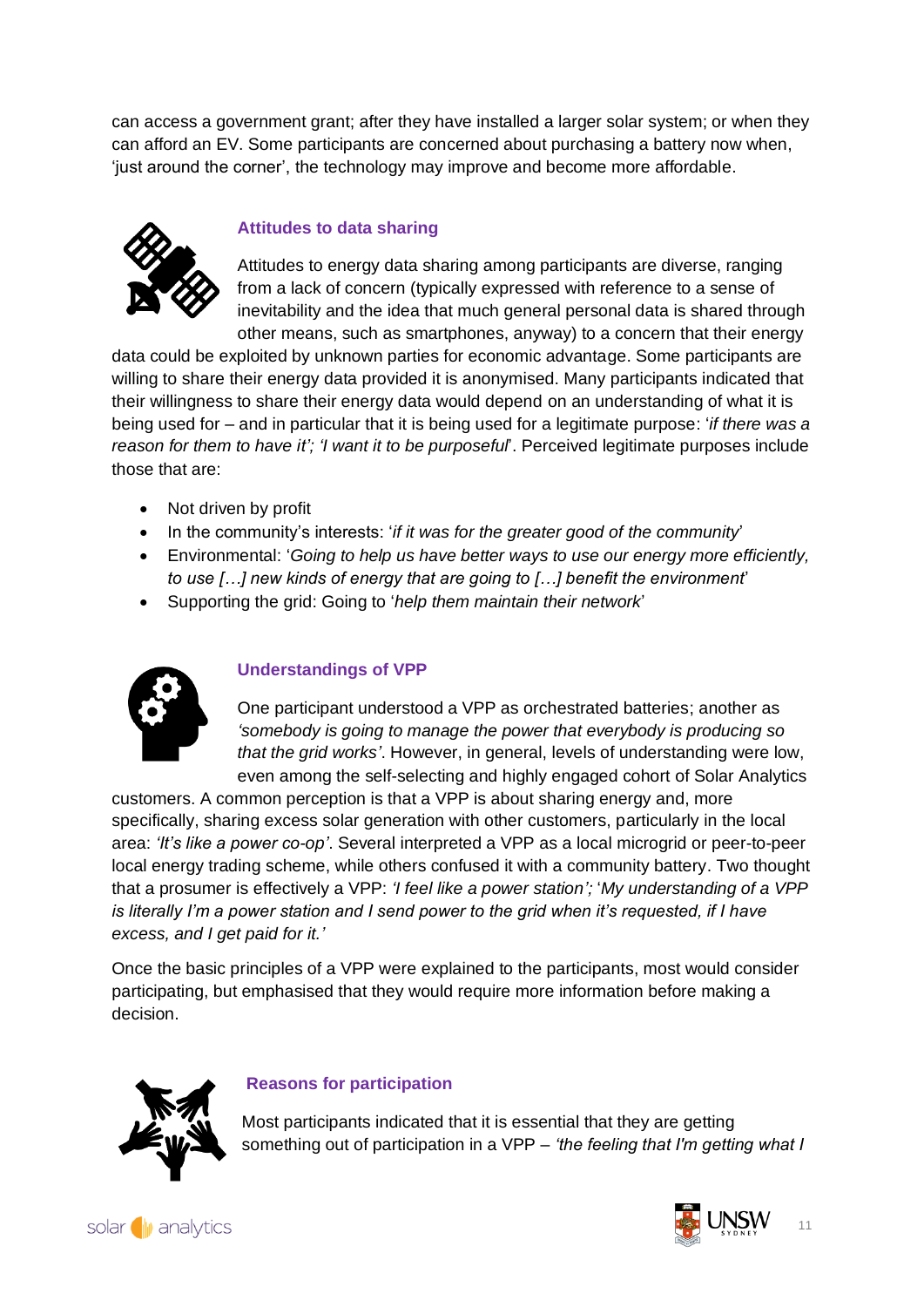can access a government grant; after they have installed a larger solar system; or when they can afford an EV. Some participants are concerned about purchasing a battery now when, 'just around the corner', the technology may improve and become more affordable.

### Attitudes to data sharing

Attitudes to energy data sharing among participants are diverse, ranging from a lack of concern (typically expressed with reference to a sense of inevitability and the idea that much general personal data is shared through other means, such as smartphones, anyway) to a concern that their energy data could be exploited by unknown parties for economic advantage. Some participants are willing to share their energy data provided it is anonymised. Many participants indicated that their willingness to share their energy data would depend on an understanding of what it is being used for – and in particular that it is being used for a legitimate purpose: '*if there was a reason for them to have it'; 'I want it to be purposeful*'. Perceived legitimate purposes include those that are:

- Not driven by profit
- In the community's interests: '*if it was for the greater good of the community*'
- Environmental: '*Going to help us have better ways to use our energy more efficiently, to use […] new kinds of energy that are going to […] benefit the environment*'
- Supporting the grid: Going to '*help them maintain their network*'

### Understandings of VPP

One participant understood a VPP as orchestrated batteries; another as *'somebody is going to manage the power that everybody is producing so that the grid works'*. However, in general, levels of understanding were low, even among the self-selecting and highly engaged cohort of Solar Analytics customers. A common perception is that a VPP is about sharing energy and, more specifically, sharing excess solar generation with other customers, particularly in the local area: *'It's like a power co-op'*. Several interpreted a VPP as a local microgrid or peer-to-peer local energy trading scheme, while others confused it with a community battery. Two thought that a prosumer is effectively a VPP: *'I feel like a power station'; 'My understanding of a VPP is literally I'm a power station and I send power to the grid when it's requested, if I have excess, and I get paid for it.'*

Once the basic principles of a VPP were explained to the participants, most would consider participating, but emphasised that they would require more information before making a decision.

### Reasons for participation

Most participants indicated that it is essential that they are getting something out of participation in a VPP – *'the feeling that I'm getting what I*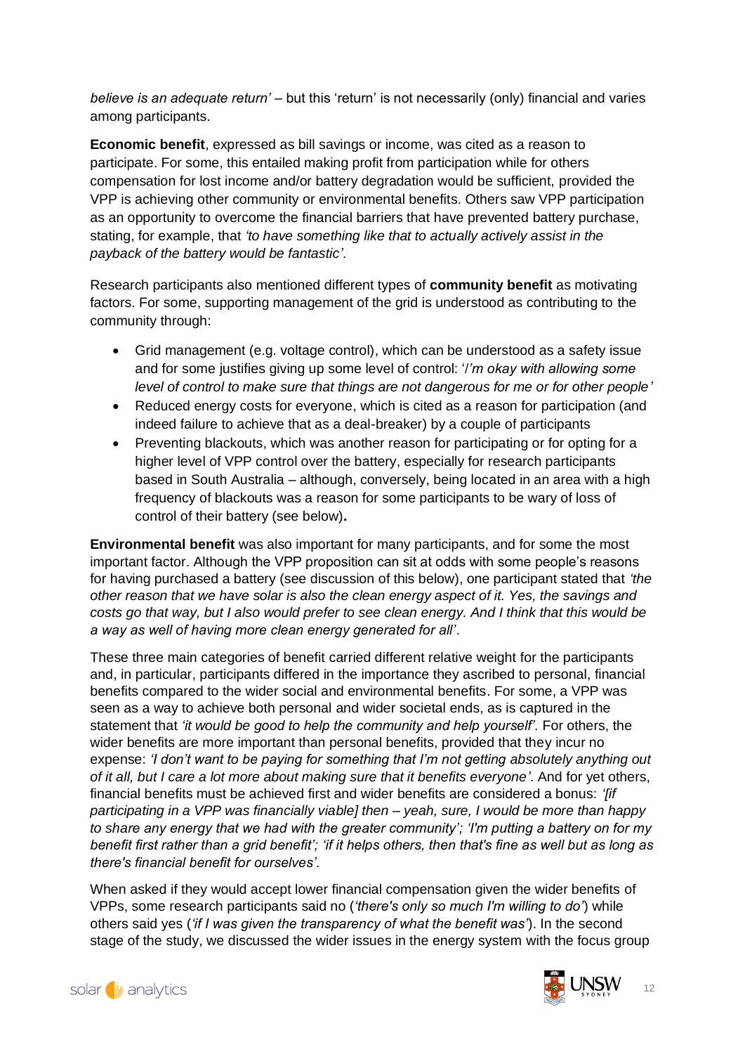*believe is an adequate return'* – but this 'return' is not necessarily (only) financial and varies among participants.

**Economic benefit**, expressed as bill savings or income, was cited as a reason to participate. For some, this entailed making profit from participation while for others compensation for lost income and/or battery degradation would be sufficient, provided the VPP is achieving other community or environmental benefits. Others saw VPP participation as an opportunity to overcome the financial barriers that have prevented battery purchase, stating, for example, that *'to have something like that to actually actively assist in the payback of the battery would be fantastic'.*

Research participants also mentioned different types of **community benefit** as motivating factors. For some, supporting management of the grid is understood as contributing to the community through:

- Grid management (e.g. voltage control), which can be understood as a safety issue and for some justifies giving up some level of control: '*I'm okay with allowing some level of control to make sure that things are not dangerous for me or for other people'*
- Reduced energy costs for everyone, which is cited as a reason for participation (and indeed failure to achieve that as a deal-breaker) by a couple of participants
- Preventing blackouts, which was another reason for participating or for opting for a higher level of VPP control over the battery, especially for research participants based in South Australia – although, conversely, being located in an area with a high frequency of blackouts was a reason for some participants to be wary of loss of control of their battery (see below)**.**

**Environmental benefit** was also important for many participants, and for some the most important factor. Although the VPP proposition can sit at odds with some people's reasons for having purchased a battery (see discussion of this below), one participant stated that *'the other reason that we have solar is also the clean energy aspect of it. Yes, the savings and costs go that way, but I also would prefer to see clean energy. And I think that this would be a way as well of having more clean energy generated for all'*.

These three main categories of benefit carried different relative weight for the participants and, in particular, participants differed in the importance they ascribed to personal, financial benefits compared to the wider social and environmental benefits. For some, a VPP was seen as a way to achieve both personal and wider societal ends, as is captured in the statement that *'it would be good to help the community and help yourself'.* For others, the wider benefits are more important than personal benefits, provided that they incur no expense: *'I don't want to be paying for something that I'm not getting absolutely anything out of it all, but I care a lot more about making sure that it benefits everyone'.* And for yet others, financial benefits must be achieved first and wider benefits are considered a bonus: *'[if participating in a VPP was financially viable] then – yeah, sure, I would be more than happy to share any energy that we had with the greater community'; 'I'm putting a battery on for my benefit first rather than a grid benefit'; 'if it helps others, then that's fine as well but as long as there's financial benefit for ourselves'.*

When asked if they would accept lower financial compensation given the wider benefits of VPPs, some research participants said no (*'there's only so much I'm willing to do'*) while others said yes (*'if I was given the transparency of what the benefit was'*). In the second stage of the study, we discussed the wider issues in the energy system with the focus group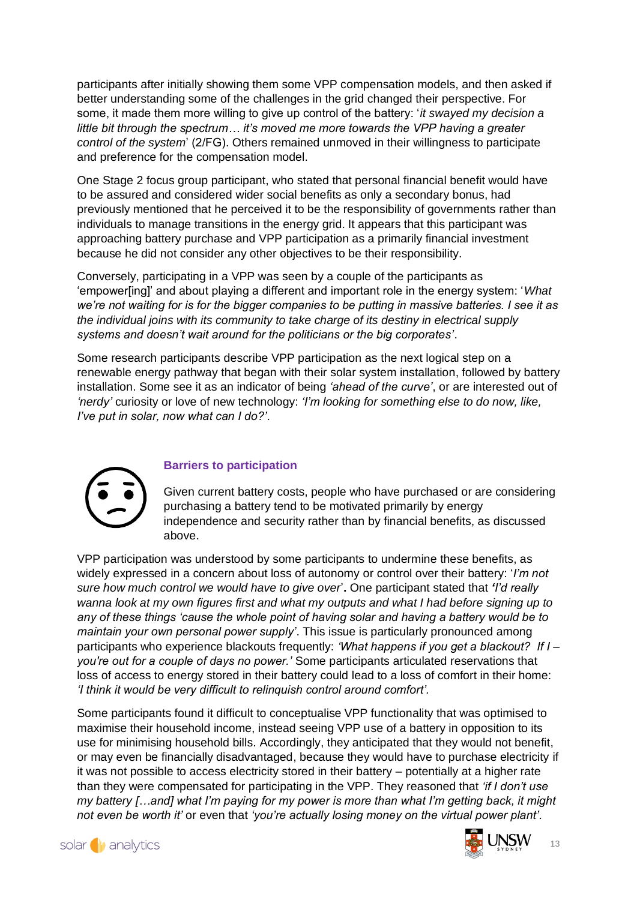participants after initially showing them some VPP compensation models, and then asked if better understanding some of the challenges in the grid changed their perspective. For some, it made them more willing to give up control of the battery: '*it swayed my decision a little bit through the spectrum… it's moved me more towards the VPP having a greater control of the system*' (2/FG). Others remained unmoved in their willingness to participate and preference for the compensation model.

One Stage 2 focus group participant, who stated that personal financial benefit would have to be assured and considered wider social benefits as only a secondary bonus, had previously mentioned that he perceived it to be the responsibility of governments rather than individuals to manage transitions in the energy grid. It appears that this participant was approaching battery purchase and VPP participation as a primarily financial investment because he did not consider any other objectives to be their responsibility.

Conversely, participating in a VPP was seen by a couple of the participants as 'empower[ing]' and about playing a different and important role in the energy system: '*What we're not waiting for is for the bigger companies to be putting in massive batteries. I see it as the individual joins with its community to take charge of its destiny in electrical supply systems and doesn't wait around for the politicians or the big corporates'*.

Some research participants describe VPP participation as the next logical step on a renewable energy pathway that began with their solar system installation, followed by battery installation. Some see it as an indicator of being *'ahead of the curve'*, or are interested out of *'nerdy'* curiosity or love of new technology: *'I'm looking for something else to do now, like, I've put in solar, now what can I do?'*.

### Barriers to participation

Given current battery costs, people who have purchased or are considering purchasing a battery tend to be motivated primarily by energy independence and security rather than by financial benefits, as discussed above.

VPP participation was understood by some participants to undermine these benefits, as widely expressed in a concern about loss of autonomy or control over their battery: '*I'm not sure how much control we would have to give over*'**.** One participant stated that **'***I'd really wanna look at my own figures first and what my outputs and what I had before signing up to any of these things 'cause the whole point of having solar and having a battery would be to maintain your own personal power supply*'. This issue is particularly pronounced among participants who experience blackouts frequently: *'What happens if you get a blackout? If I – you're out for a couple of days no power.'* Some participants articulated reservations that loss of access to energy stored in their battery could lead to a loss of comfort in their home: *'I think it would be very difficult to relinquish control around comfort'.*

Some participants found it difficult to conceptualise VPP functionality that was optimised to maximise their household income, instead seeing VPP use of a battery in opposition to its use for minimising household bills. Accordingly, they anticipated that they would not benefit, or may even be financially disadvantaged, because they would have to purchase electricity if it was not possible to access electricity stored in their battery – potentially at a higher rate than they were compensated for participating in the VPP. They reasoned that *'if I don't use my battery […and] what I'm paying for my power is more than what I'm getting back, it might not even be worth it'* or even that *'you're actually losing money on the virtual power plant'*.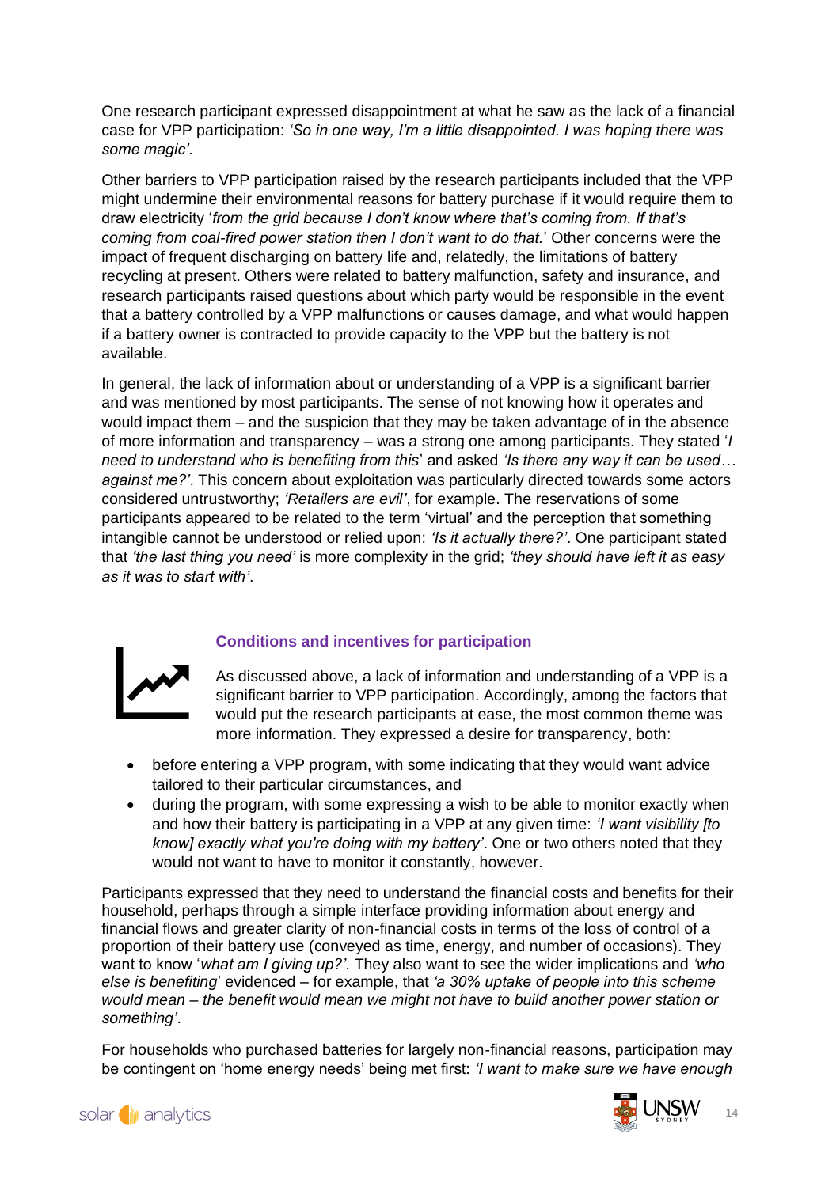One research participant expressed disappointment at what he saw as the lack of a financial case for VPP participation: *'So in one way, I'm a little disappointed. I was hoping there was some magic'*.

Other barriers to VPP participation raised by the research participants included that the VPP might undermine their environmental reasons for battery purchase if it would require them to draw electricity '*from the grid because I don't know where that's coming from. If that's coming from coal-fired power station then I don't want to do that.*' Other concerns were the impact of frequent discharging on battery life and, relatedly, the limitations of battery recycling at present. Others were related to battery malfunction, safety and insurance, and research participants raised questions about which party would be responsible in the event that a battery controlled by a VPP malfunctions or causes damage, and what would happen if a battery owner is contracted to provide capacity to the VPP but the battery is not available.

In general, the lack of information about or understanding of a VPP is a significant barrier and was mentioned by most participants. The sense of not knowing how it operates and would impact them – and the suspicion that they may be taken advantage of in the absence of more information and transparency – was a strong one among participants. They stated '*I need to understand who is benefiting from this*' and asked *'Is there any way it can be used… against me?'*. This concern about exploitation was particularly directed towards some actors considered untrustworthy; *'Retailers are evil'*, for example. The reservations of some participants appeared to be related to the term 'virtual' and the perception that something intangible cannot be understood or relied upon: *'Is it actually there?'*. One participant stated that *'the last thing you need'* is more complexity in the grid; *'they should have left it as easy as it was to start with'*.

### Conditions and incentives for participation

As discussed above, a lack of information and understanding of a VPP is a significant barrier to VPP participation. Accordingly, among the factors that would put the research participants at ease, the most common theme was more information. They expressed a desire for transparency, both:

- before entering a VPP program, with some indicating that they would want advice tailored to their particular circumstances, and
- during the program, with some expressing a wish to be able to monitor exactly when and how their battery is participating in a VPP at any given time: *'I want visibility [to know] exactly what you're doing with my battery'*. One or two others noted that they would not want to have to monitor it constantly, however.

Participants expressed that they need to understand the financial costs and benefits for their household, perhaps through a simple interface providing information about energy and financial flows and greater clarity of non-financial costs in terms of the loss of control of a proportion of their battery use (conveyed as time, energy, and number of occasions). They want to know '*what am I giving up?'.* They also want to see the wider implications and *'who else is benefiting*' evidenced – for example, that *'a 30% uptake of people into this scheme would mean – the benefit would mean we might not have to build another power station or something'*.

For households who purchased batteries for largely non-financial reasons, participation may be contingent on 'home energy needs' being met first: *'I want to make sure we have enough*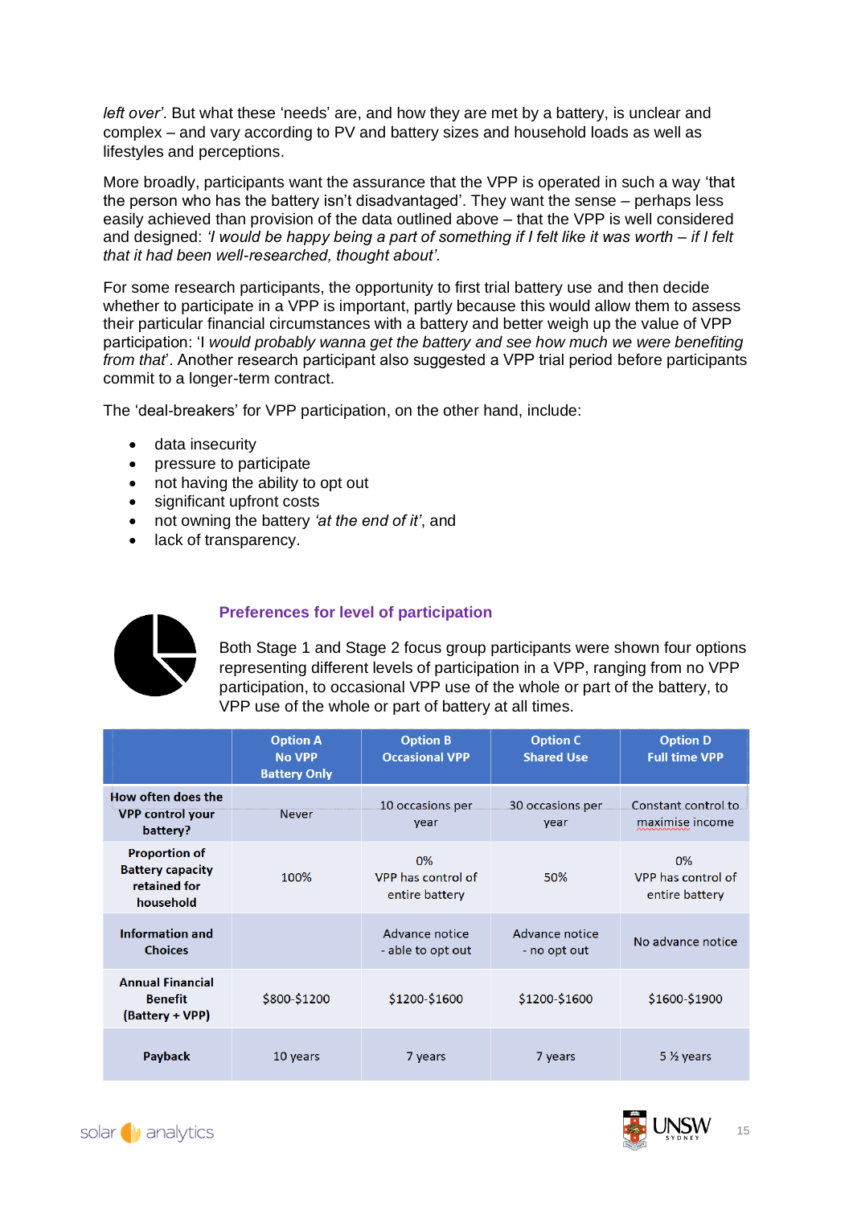*left over*'. But what these 'needs' are, and how they are met by a battery, is unclear and complex – and vary according to PV and battery sizes and household loads as well as lifestyles and perceptions.

More broadly, participants want the assurance that the VPP is operated in such a way 'that the person who has the battery isn't disadvantaged'. They want the sense – perhaps less easily achieved than provision of the data outlined above – that the VPP is well considered and designed: *'I would be happy being a part of something if I felt like it was worth – if I felt that it had been well-researched, thought about'.*

For some research participants, the opportunity to first trial battery use and then decide whether to participate in a VPP is important, partly because this would allow them to assess their particular financial circumstances with a battery and better weigh up the value of VPP participation: 'I *would probably wanna get the battery and see how much we were benefiting from that*'. Another research participant also suggested a VPP trial period before participants commit to a longer-term contract.

The 'deal-breakers' for VPP participation, on the other hand, include:

- data insecurity
- pressure to participate
- not having the ability to opt out
- significant upfront costs
- not owning the battery *'at the end of it'*, and
- lack of transparency.

### Preferences for level of participation

Both Stage 1 and Stage 2 focus group participants were shown four options representing different levels of participation in a VPP, ranging from no VPP participation, to occasional VPP use of the whole or part of the battery, to VPP use of the whole or part of battery at all times.

| | Option A<br>No VPP<br>Battery Only | Option B<br>Occasional VPP | Option C<br>Shared Use | Option D<br>Full time VPP |
|---|---|---|---|---|
| **How often does the VPP control your battery?** | Never | 10 occasions per year | 30 occasions per year | Constant control to maximise income |
| **Proportion of Battery capacity retained for household** | 100% | 0%<br>VPP has control of entire battery | 50% | 0%<br>VPP has control of entire battery |
| **Information and Choices** | | Advance notice - able to opt out | Advance notice - no opt out | No advance notice |
| **Annual Financial Benefit (Battery + VPP)** | $800-$1200 | $1200-$1600 | $1200-$1600 | $1600-$1900 |
| **Payback** | 10 years | 7 years | 7 years | 5 ½ years |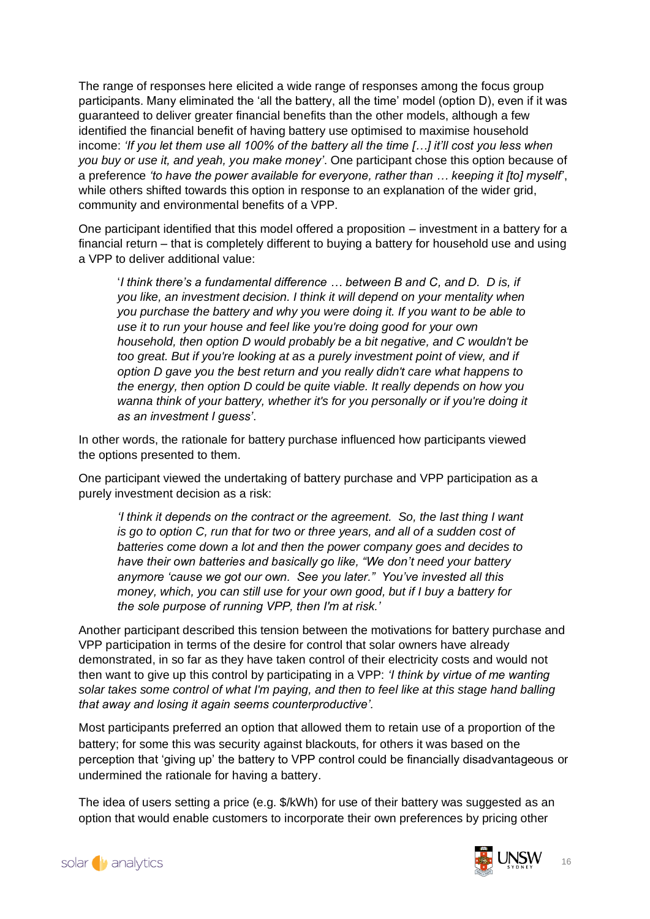The range of responses here elicited a wide range of responses among the focus group participants. Many eliminated the 'all the battery, all the time' model (option D), even if it was guaranteed to deliver greater financial benefits than the other models, although a few identified the financial benefit of having battery use optimised to maximise household income: *'If you let them use all 100% of the battery all the time […] it'll cost you less when you buy or use it, and yeah, you make money'*. One participant chose this option because of a preference *'to have the power available for everyone, rather than … keeping it [to] myself'*, while others shifted towards this option in response to an explanation of the wider grid, community and environmental benefits of a VPP.

One participant identified that this model offered a proposition – investment in a battery for a financial return – that is completely different to buying a battery for household use and using a VPP to deliver additional value:

> '*I think there's a fundamental difference … between B and C, and D. D is, if you like, an investment decision. I think it will depend on your mentality when you purchase the battery and why you were doing it. If you want to be able to use it to run your house and feel like you're doing good for your own household, then option D would probably be a bit negative, and C wouldn't be too great. But if you're looking at as a purely investment point of view, and if option D gave you the best return and you really didn't care what happens to the energy, then option D could be quite viable. It really depends on how you wanna think of your battery, whether it's for you personally or if you're doing it as an investment I guess'*.

In other words, the rationale for battery purchase influenced how participants viewed the options presented to them.

One participant viewed the undertaking of battery purchase and VPP participation as a purely investment decision as a risk:

> *'I think it depends on the contract or the agreement. So, the last thing I want is go to option C, run that for two or three years, and all of a sudden cost of batteries come down a lot and then the power company goes and decides to have their own batteries and basically go like, "We don't need your battery anymore 'cause we got our own. See you later." You've invested all this money, which, you can still use for your own good, but if I buy a battery for the sole purpose of running VPP, then I'm at risk.'*

Another participant described this tension between the motivations for battery purchase and VPP participation in terms of the desire for control that solar owners have already demonstrated, in so far as they have taken control of their electricity costs and would not then want to give up this control by participating in a VPP: *'I think by virtue of me wanting solar takes some control of what I'm paying, and then to feel like at this stage hand balling that away and losing it again seems counterproductive'.*

Most participants preferred an option that allowed them to retain use of a proportion of the battery; for some this was security against blackouts, for others it was based on the perception that 'giving up' the battery to VPP control could be financially disadvantageous or undermined the rationale for having a battery.

The idea of users setting a price (e.g. $/kWh) for use of their battery was suggested as an option that would enable customers to incorporate their own preferences by pricing other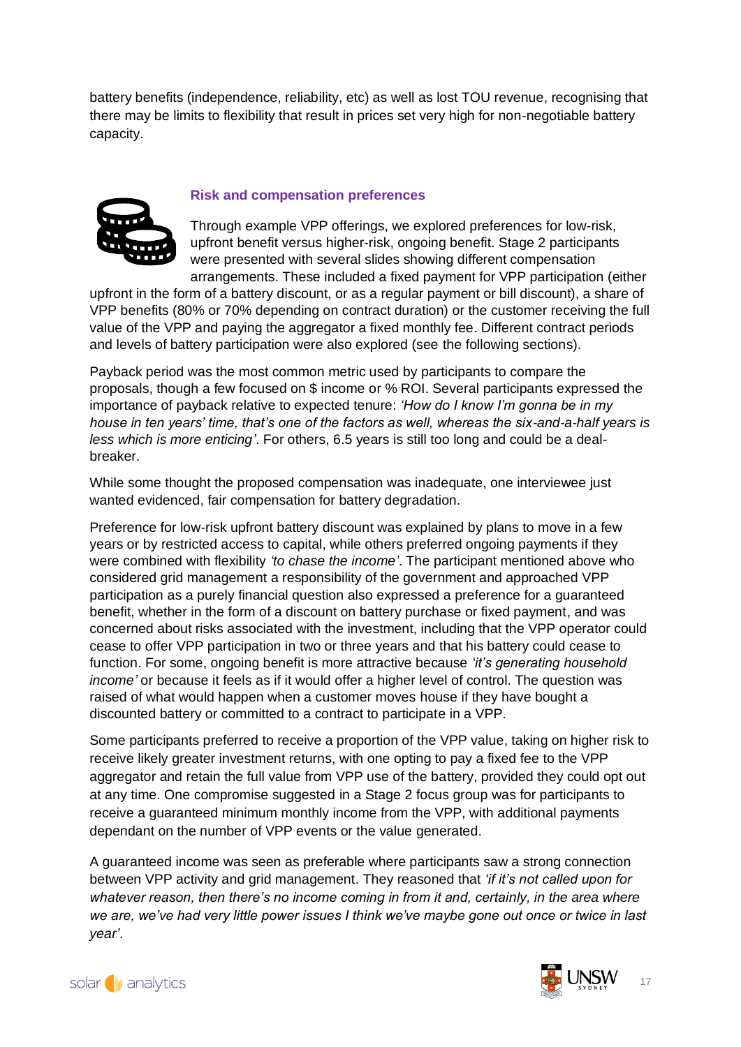battery benefits (independence, reliability, etc) as well as lost TOU revenue, recognising that there may be limits to flexibility that result in prices set very high for non-negotiable battery capacity.

### Risk and compensation preferences

Through example VPP offerings, we explored preferences for low-risk, upfront benefit versus higher-risk, ongoing benefit. Stage 2 participants were presented with several slides showing different compensation arrangements. These included a fixed payment for VPP participation (either upfront in the form of a battery discount, or as a regular payment or bill discount), a share of VPP benefits (80% or 70% depending on contract duration) or the customer receiving the full value of the VPP and paying the aggregator a fixed monthly fee. Different contract periods and levels of battery participation were also explored (see the following sections).

Payback period was the most common metric used by participants to compare the proposals, though a few focused on $ income or % ROI. Several participants expressed the importance of payback relative to expected tenure: *'How do I know I'm gonna be in my house in ten years' time, that's one of the factors as well, whereas the six-and-a-half years is less which is more enticing'*. For others, 6.5 years is still too long and could be a deal-breaker.

While some thought the proposed compensation was inadequate, one interviewee just wanted evidenced, fair compensation for battery degradation.

Preference for low-risk upfront battery discount was explained by plans to move in a few years or by restricted access to capital, while others preferred ongoing payments if they were combined with flexibility *'to chase the income'*. The participant mentioned above who considered grid management a responsibility of the government and approached VPP participation as a purely financial question also expressed a preference for a guaranteed benefit, whether in the form of a discount on battery purchase or fixed payment, and was concerned about risks associated with the investment, including that the VPP operator could cease to offer VPP participation in two or three years and that his battery could cease to function. For some, ongoing benefit is more attractive because *'it's generating household income'* or because it feels as if it would offer a higher level of control. The question was raised of what would happen when a customer moves house if they have bought a discounted battery or committed to a contract to participate in a VPP.

Some participants preferred to receive a proportion of the VPP value, taking on higher risk to receive likely greater investment returns, with one opting to pay a fixed fee to the VPP aggregator and retain the full value from VPP use of the battery, provided they could opt out at any time. One compromise suggested in a Stage 2 focus group was for participants to receive a guaranteed minimum monthly income from the VPP, with additional payments dependant on the number of VPP events or the value generated.

A guaranteed income was seen as preferable where participants saw a strong connection between VPP activity and grid management. They reasoned that *'if it's not called upon for whatever reason, then there's no income coming in from it and, certainly, in the area where we are, we've had very little power issues I think we've maybe gone out once or twice in last year'*.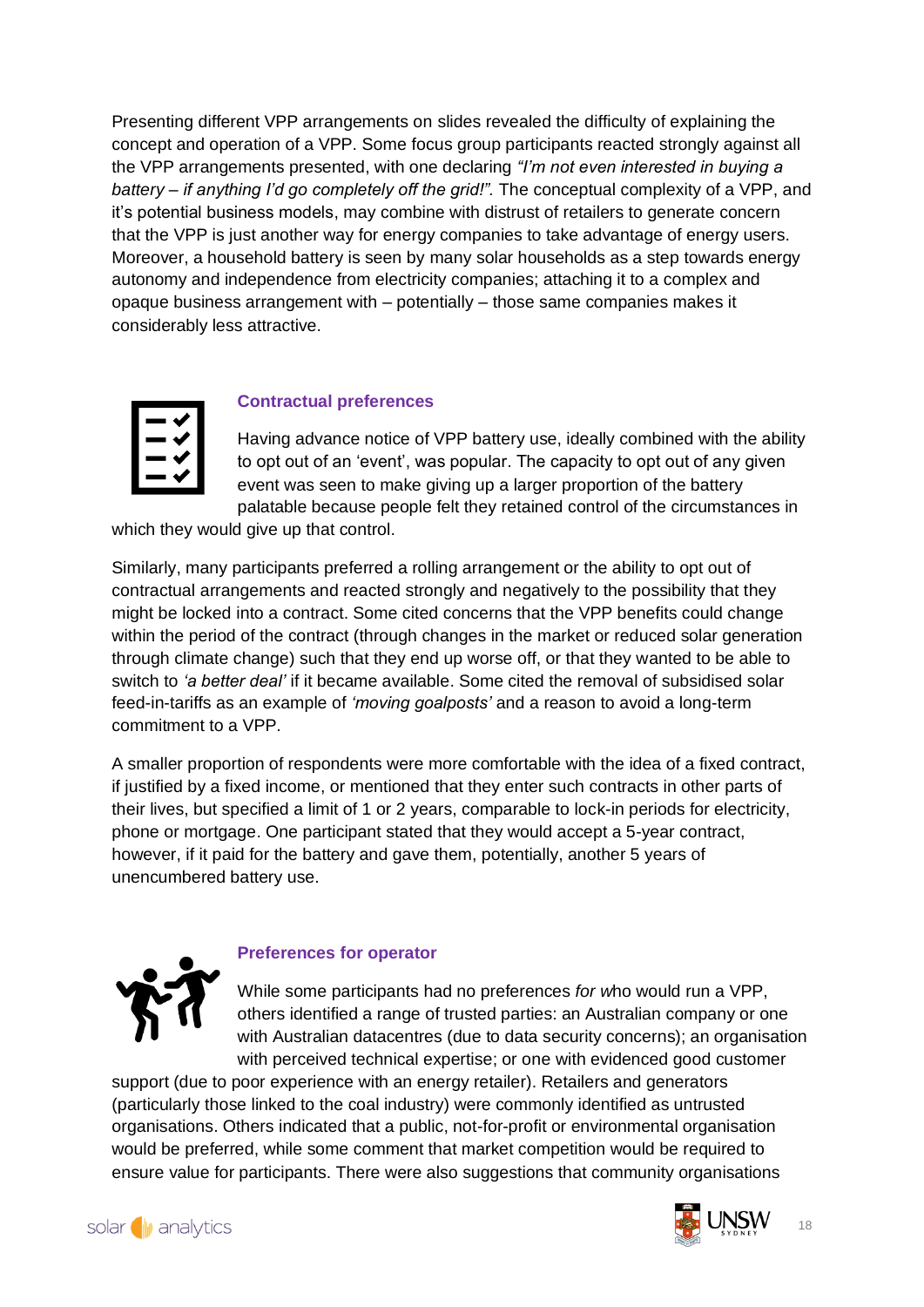Presenting different VPP arrangements on slides revealed the difficulty of explaining the concept and operation of a VPP. Some focus group participants reacted strongly against all the VPP arrangements presented, with one declaring *"I'm not even interested in buying a battery – if anything I'd go completely off the grid!".* The conceptual complexity of a VPP, and it's potential business models, may combine with distrust of retailers to generate concern that the VPP is just another way for energy companies to take advantage of energy users. Moreover, a household battery is seen by many solar households as a step towards energy autonomy and independence from electricity companies; attaching it to a complex and opaque business arrangement with – potentially – those same companies makes it considerably less attractive.

### Contractual preferences

Having advance notice of VPP battery use, ideally combined with the ability to opt out of an 'event', was popular. The capacity to opt out of any given event was seen to make giving up a larger proportion of the battery palatable because people felt they retained control of the circumstances in which they would give up that control.

Similarly, many participants preferred a rolling arrangement or the ability to opt out of contractual arrangements and reacted strongly and negatively to the possibility that they might be locked into a contract. Some cited concerns that the VPP benefits could change within the period of the contract (through changes in the market or reduced solar generation through climate change) such that they end up worse off, or that they wanted to be able to switch to *'a better deal'* if it became available. Some cited the removal of subsidised solar feed-in-tariffs as an example of *'moving goalposts'* and a reason to avoid a long-term commitment to a VPP.

A smaller proportion of respondents were more comfortable with the idea of a fixed contract, if justified by a fixed income, or mentioned that they enter such contracts in other parts of their lives, but specified a limit of 1 or 2 years, comparable to lock-in periods for electricity, phone or mortgage. One participant stated that they would accept a 5-year contract, however, if it paid for the battery and gave them, potentially, another 5 years of unencumbered battery use.

### Preferences for operator

While some participants had no preferences *for w*ho would run a VPP, others identified a range of trusted parties: an Australian company or one with Australian datacentres (due to data security concerns); an organisation with perceived technical expertise; or one with evidenced good customer support (due to poor experience with an energy retailer). Retailers and generators (particularly those linked to the coal industry) were commonly identified as untrusted organisations. Others indicated that a public, not-for-profit or environmental organisation would be preferred, while some comment that market competition would be required to ensure value for participants. There were also suggestions that community organisations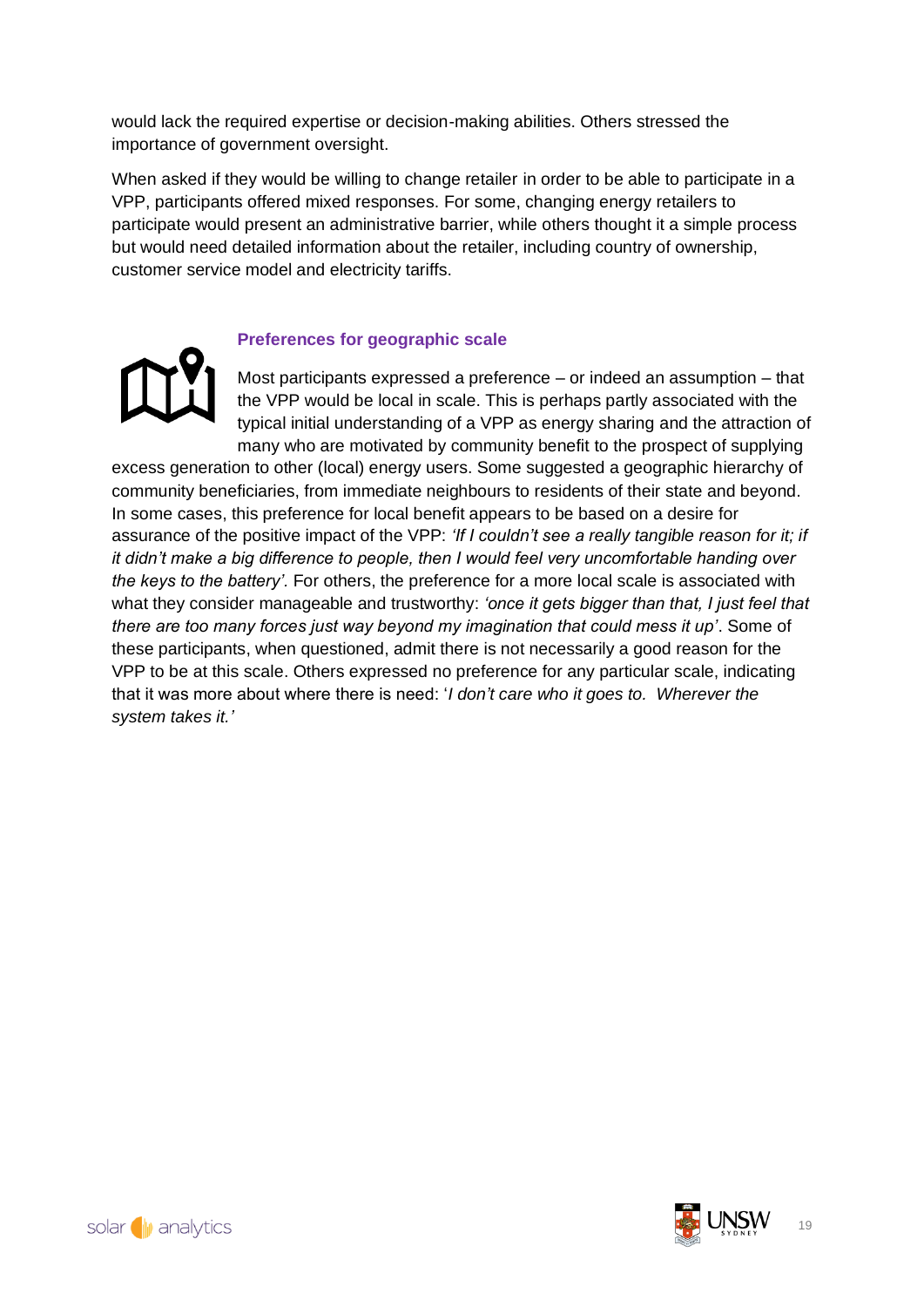would lack the required expertise or decision-making abilities. Others stressed the importance of government oversight.

When asked if they would be willing to change retailer in order to be able to participate in a VPP, participants offered mixed responses. For some, changing energy retailers to participate would present an administrative barrier, while others thought it a simple process but would need detailed information about the retailer, including country of ownership, customer service model and electricity tariffs.

### Preferences for geographic scale

Most participants expressed a preference – or indeed an assumption – that the VPP would be local in scale. This is perhaps partly associated with the typical initial understanding of a VPP as energy sharing and the attraction of many who are motivated by community benefit to the prospect of supplying excess generation to other (local) energy users. Some suggested a geographic hierarchy of community beneficiaries, from immediate neighbours to residents of their state and beyond. In some cases, this preference for local benefit appears to be based on a desire for assurance of the positive impact of the VPP: *'If I couldn't see a really tangible reason for it; if it didn't make a big difference to people, then I would feel very uncomfortable handing over the keys to the battery'.* For others, the preference for a more local scale is associated with what they consider manageable and trustworthy: *'once it gets bigger than that, I just feel that there are too many forces just way beyond my imagination that could mess it up'*. Some of these participants, when questioned, admit there is not necessarily a good reason for the VPP to be at this scale. Others expressed no preference for any particular scale, indicating that it was more about where there is need: '*I don't care who it goes to. Wherever the system takes it.'*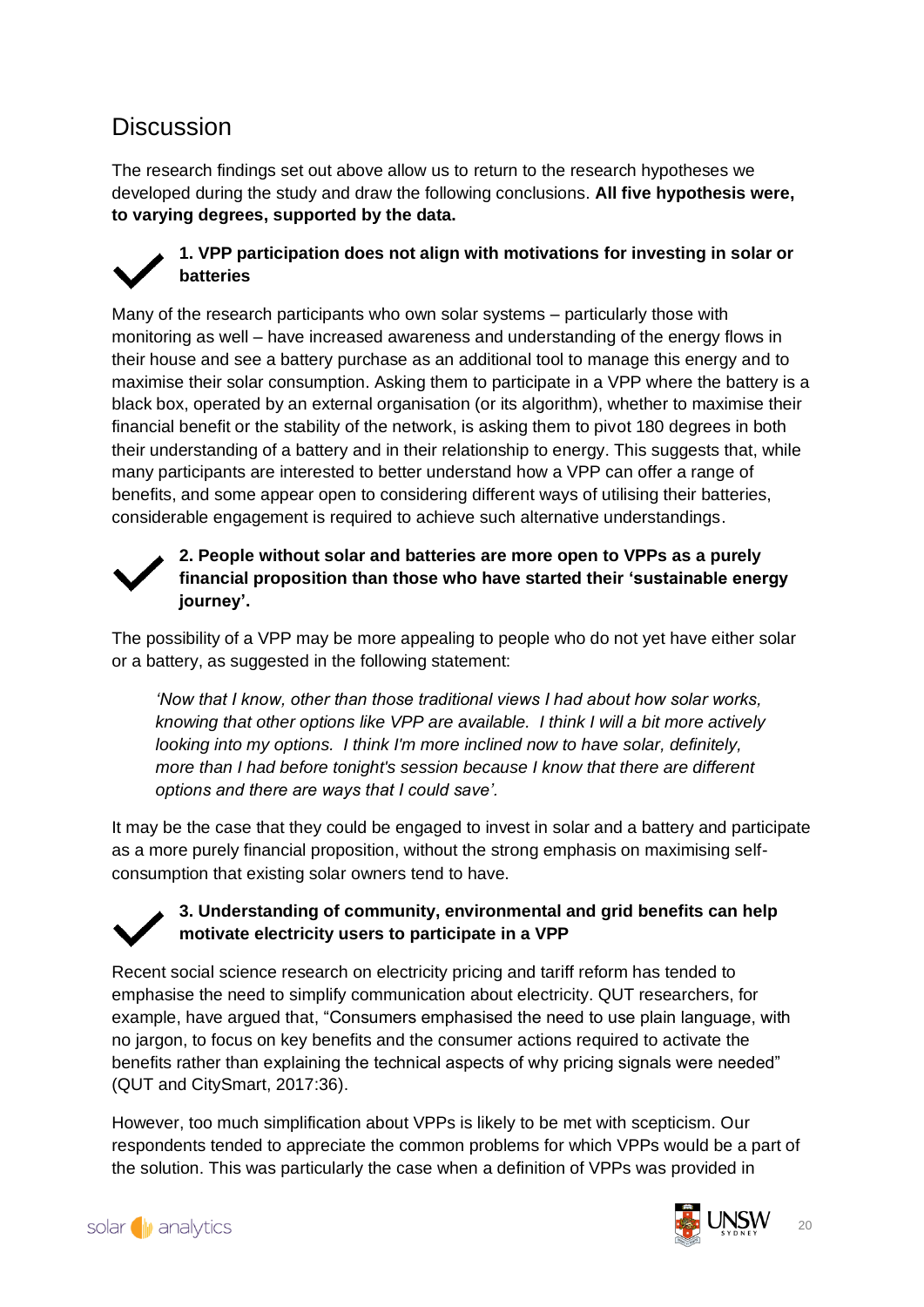## Discussion

The research findings set out above allow us to return to the research hypotheses we developed during the study and draw the following conclusions. **All five hypothesis were, to varying degrees, supported by the data.**

### 1. VPP participation does not align with motivations for investing in solar or batteries

Many of the research participants who own solar systems – particularly those with monitoring as well – have increased awareness and understanding of the energy flows in their house and see a battery purchase as an additional tool to manage this energy and to maximise their solar consumption. Asking them to participate in a VPP where the battery is a black box, operated by an external organisation (or its algorithm), whether to maximise their financial benefit or the stability of the network, is asking them to pivot 180 degrees in both their understanding of a battery and in their relationship to energy. This suggests that, while many participants are interested to better understand how a VPP can offer a range of benefits, and some appear open to considering different ways of utilising their batteries, considerable engagement is required to achieve such alternative understandings.

### 2. People without solar and batteries are more open to VPPs as a purely financial proposition than those who have started their 'sustainable energy journey'.

The possibility of a VPP may be more appealing to people who do not yet have either solar or a battery, as suggested in the following statement:

> *'Now that I know, other than those traditional views I had about how solar works, knowing that other options like VPP are available. I think I will a bit more actively looking into my options. I think I'm more inclined now to have solar, definitely, more than I had before tonight's session because I know that there are different options and there are ways that I could save'.*

It may be the case that they could be engaged to invest in solar and a battery and participate as a more purely financial proposition, without the strong emphasis on maximising self-consumption that existing solar owners tend to have.

### 3. Understanding of community, environmental and grid benefits can help motivate electricity users to participate in a VPP

Recent social science research on electricity pricing and tariff reform has tended to emphasise the need to simplify communication about electricity. QUT researchers, for example, have argued that, "Consumers emphasised the need to use plain language, with no jargon, to focus on key benefits and the consumer actions required to activate the benefits rather than explaining the technical aspects of why pricing signals were needed" (QUT and CitySmart, 2017:36).

However, too much simplification about VPPs is likely to be met with scepticism. Our respondents tended to appreciate the common problems for which VPPs would be a part of the solution. This was particularly the case when a definition of VPPs was provided in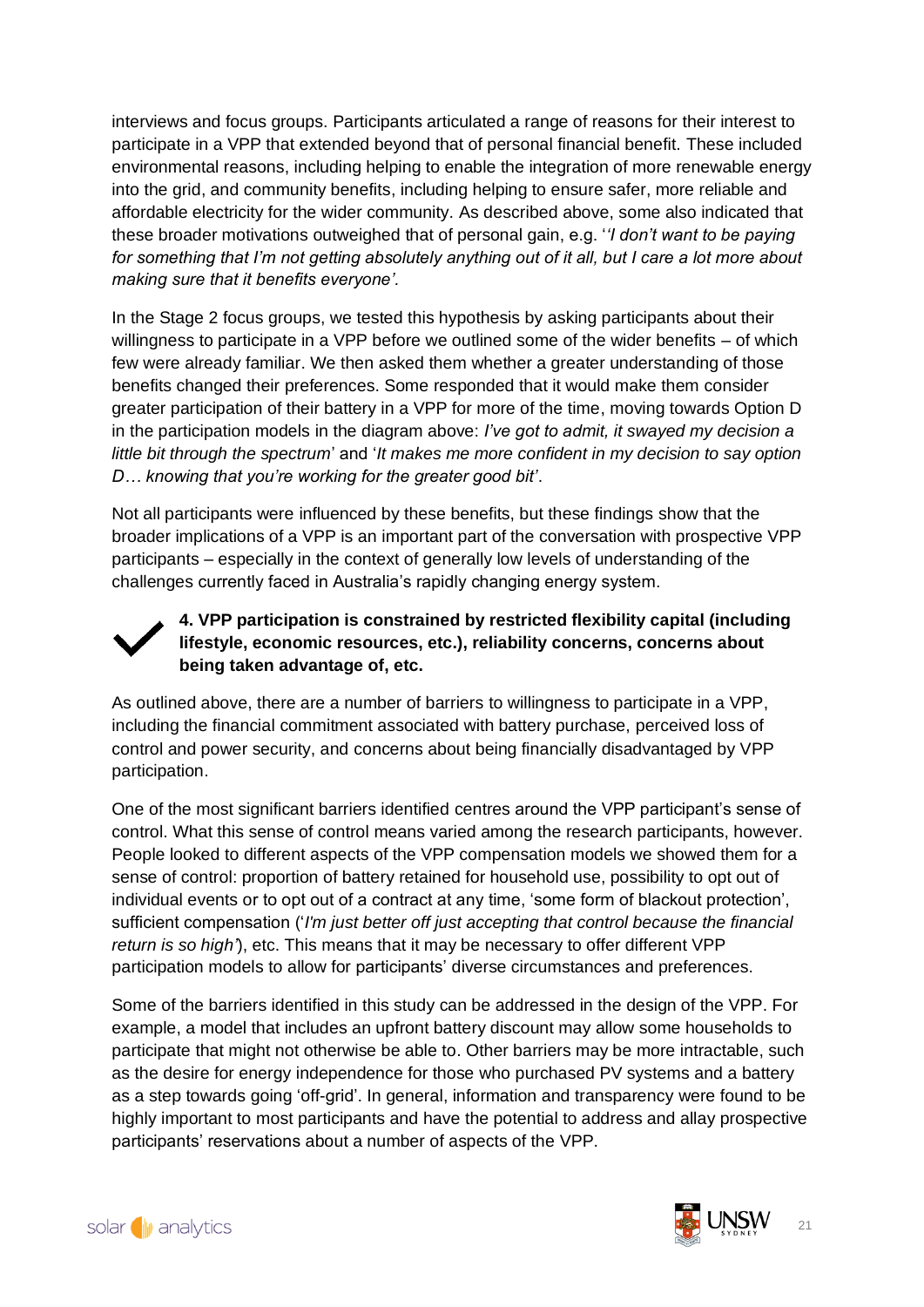interviews and focus groups. Participants articulated a range of reasons for their interest to participate in a VPP that extended beyond that of personal financial benefit. These included environmental reasons, including helping to enable the integration of more renewable energy into the grid, and community benefits, including helping to ensure safer, more reliable and affordable electricity for the wider community. As described above, some also indicated that these broader motivations outweighed that of personal gain, e.g. '*'I don't want to be paying for something that I'm not getting absolutely anything out of it all, but I care a lot more about making sure that it benefits everyone'.*

In the Stage 2 focus groups, we tested this hypothesis by asking participants about their willingness to participate in a VPP before we outlined some of the wider benefits – of which few were already familiar. We then asked them whether a greater understanding of those benefits changed their preferences. Some responded that it would make them consider greater participation of their battery in a VPP for more of the time, moving towards Option D in the participation models in the diagram above: *I've got to admit, it swayed my decision a little bit through the spectrum*' and '*It makes me more confident in my decision to say option D… knowing that you're working for the greater good bit'*.

Not all participants were influenced by these benefits, but these findings show that the broader implications of a VPP is an important part of the conversation with prospective VPP participants – especially in the context of generally low levels of understanding of the challenges currently faced in Australia's rapidly changing energy system.

✓ **4. VPP participation is constrained by restricted flexibility capital (including lifestyle, economic resources, etc.), reliability concerns, concerns about being taken advantage of, etc.**

As outlined above, there are a number of barriers to willingness to participate in a VPP, including the financial commitment associated with battery purchase, perceived loss of control and power security, and concerns about being financially disadvantaged by VPP participation.

One of the most significant barriers identified centres around the VPP participant's sense of control. What this sense of control means varied among the research participants, however. People looked to different aspects of the VPP compensation models we showed them for a sense of control: proportion of battery retained for household use, possibility to opt out of individual events or to opt out of a contract at any time, 'some form of blackout protection', sufficient compensation ('*I'm just better off just accepting that control because the financial return is so high'*), etc. This means that it may be necessary to offer different VPP participation models to allow for participants' diverse circumstances and preferences.

Some of the barriers identified in this study can be addressed in the design of the VPP. For example, a model that includes an upfront battery discount may allow some households to participate that might not otherwise be able to. Other barriers may be more intractable, such as the desire for energy independence for those who purchased PV systems and a battery as a step towards going 'off-grid'. In general, information and transparency were found to be highly important to most participants and have the potential to address and allay prospective participants' reservations about a number of aspects of the VPP.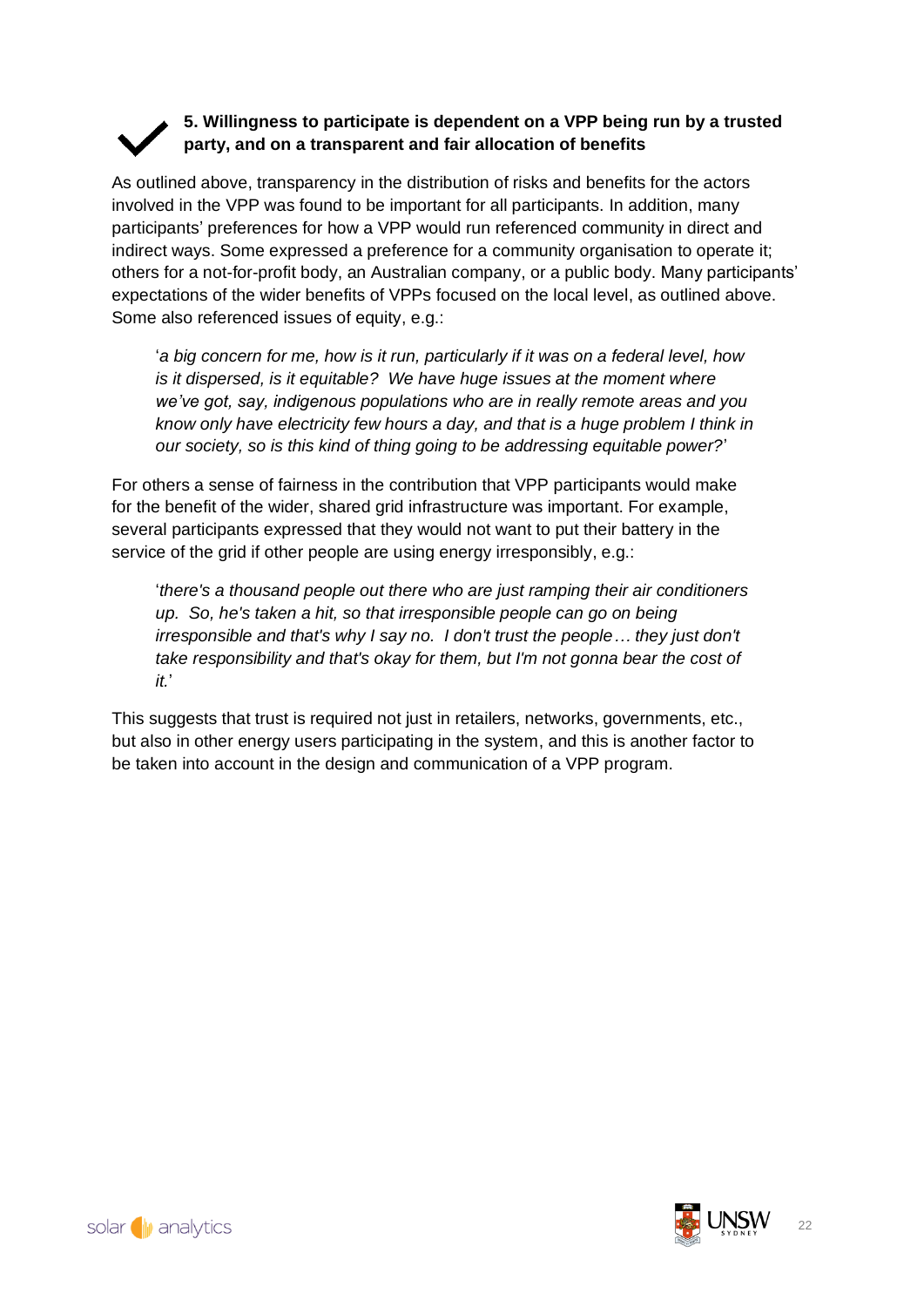### 5. Willingness to participate is dependent on a VPP being run by a trusted party, and on a transparent and fair allocation of benefits

As outlined above, transparency in the distribution of risks and benefits for the actors involved in the VPP was found to be important for all participants. In addition, many participants' preferences for how a VPP would run referenced community in direct and indirect ways. Some expressed a preference for a community organisation to operate it; others for a not-for-profit body, an Australian company, or a public body. Many participants' expectations of the wider benefits of VPPs focused on the local level, as outlined above. Some also referenced issues of equity, e.g.:

> '*a big concern for me, how is it run, particularly if it was on a federal level, how is it dispersed, is it equitable? We have huge issues at the moment where we've got, say, indigenous populations who are in really remote areas and you know only have electricity few hours a day, and that is a huge problem I think in our society, so is this kind of thing going to be addressing equitable power?*'

For others a sense of fairness in the contribution that VPP participants would make for the benefit of the wider, shared grid infrastructure was important. For example, several participants expressed that they would not want to put their battery in the service of the grid if other people are using energy irresponsibly, e.g.:

> '*there's a thousand people out there who are just ramping their air conditioners up. So, he's taken a hit, so that irresponsible people can go on being irresponsible and that's why I say no. I don't trust the people… they just don't take responsibility and that's okay for them, but I'm not gonna bear the cost of it.*'

This suggests that trust is required not just in retailers, networks, governments, etc., but also in other energy users participating in the system, and this is another factor to be taken into account in the design and communication of a VPP program.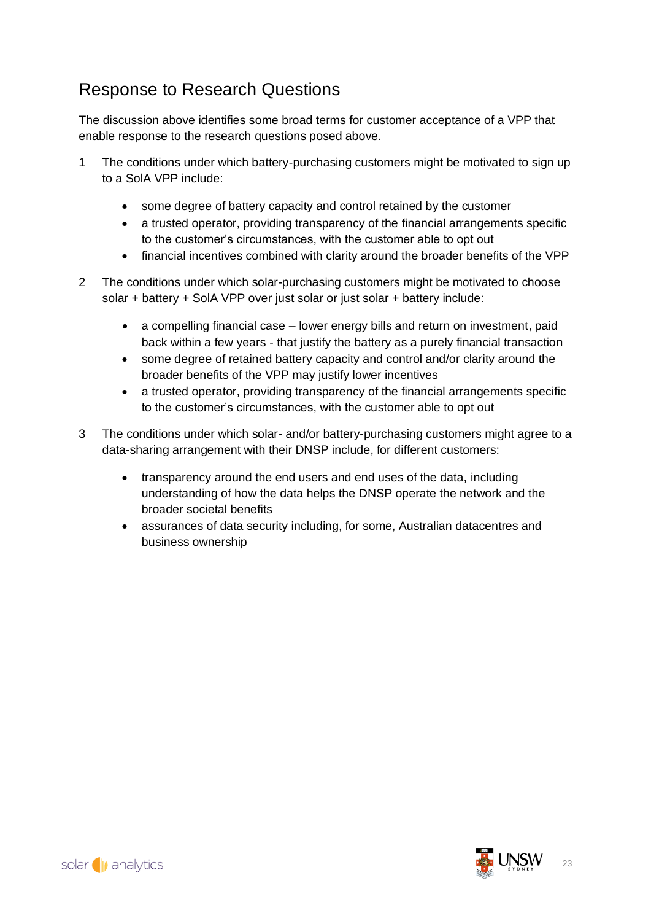## Response to Research Questions

The discussion above identifies some broad terms for customer acceptance of a VPP that enable response to the research questions posed above.

1. The conditions under which battery-purchasing customers might be motivated to sign up to a SolA VPP include:

    - some degree of battery capacity and control retained by the customer
    - a trusted operator, providing transparency of the financial arrangements specific to the customer's circumstances, with the customer able to opt out
    - financial incentives combined with clarity around the broader benefits of the VPP

2. The conditions under which solar-purchasing customers might be motivated to choose solar + battery + SolA VPP over just solar or just solar + battery include:

    - a compelling financial case – lower energy bills and return on investment, paid back within a few years - that justify the battery as a purely financial transaction
    - some degree of retained battery capacity and control and/or clarity around the broader benefits of the VPP may justify lower incentives
    - a trusted operator, providing transparency of the financial arrangements specific to the customer's circumstances, with the customer able to opt out

3. The conditions under which solar- and/or battery-purchasing customers might agree to a data-sharing arrangement with their DNSP include, for different customers:

    - transparency around the end users and end uses of the data, including understanding of how the data helps the DNSP operate the network and the broader societal benefits
    - assurances of data security including, for some, Australian datacentres and business ownership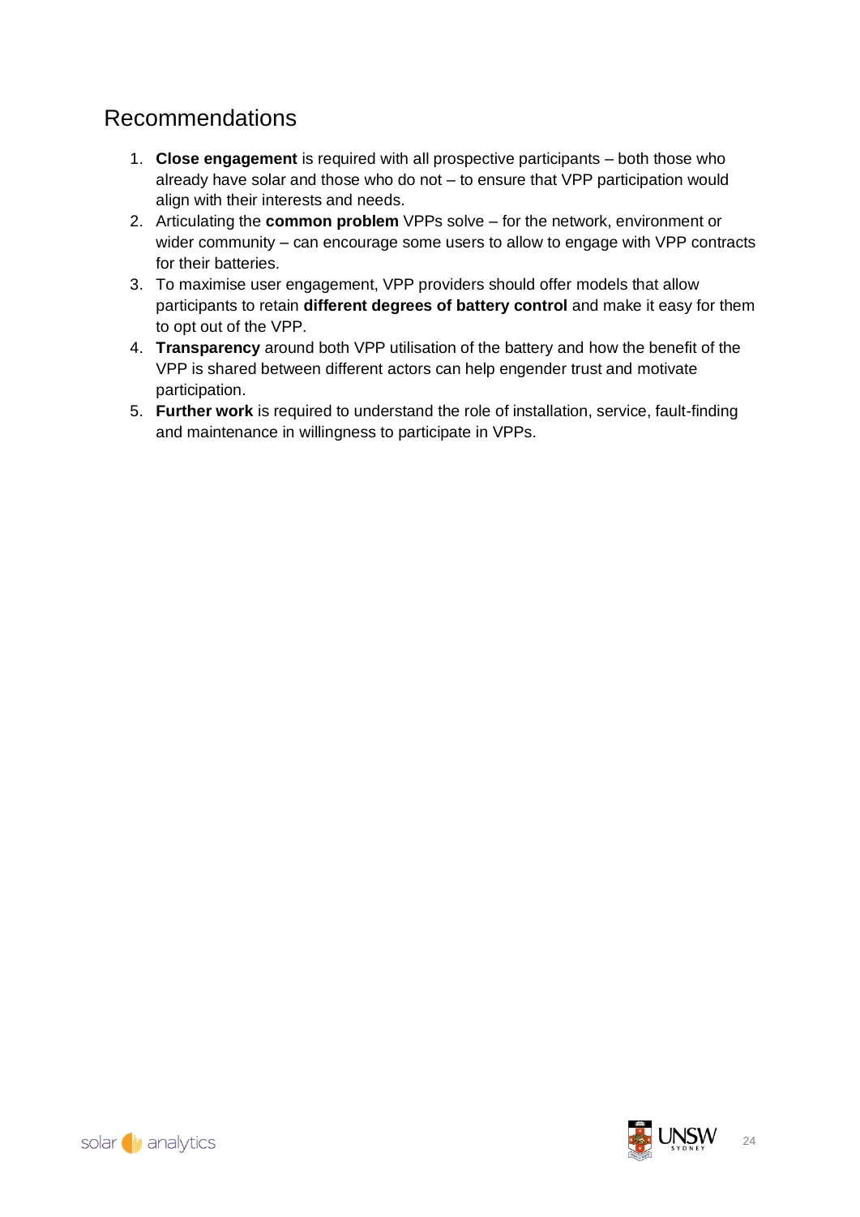## Recommendations

1. **Close engagement** is required with all prospective participants – both those who already have solar and those who do not – to ensure that VPP participation would align with their interests and needs.
2. Articulating the **common problem** VPPs solve – for the network, environment or wider community – can encourage some users to allow to engage with VPP contracts for their batteries.
3. To maximise user engagement, VPP providers should offer models that allow participants to retain **different degrees of battery control** and make it easy for them to opt out of the VPP.
4. **Transparency** around both VPP utilisation of the battery and how the benefit of the VPP is shared between different actors can help engender trust and motivate participation.
5. **Further work** is required to understand the role of installation, service, fault-finding and maintenance in willingness to participate in VPPs.